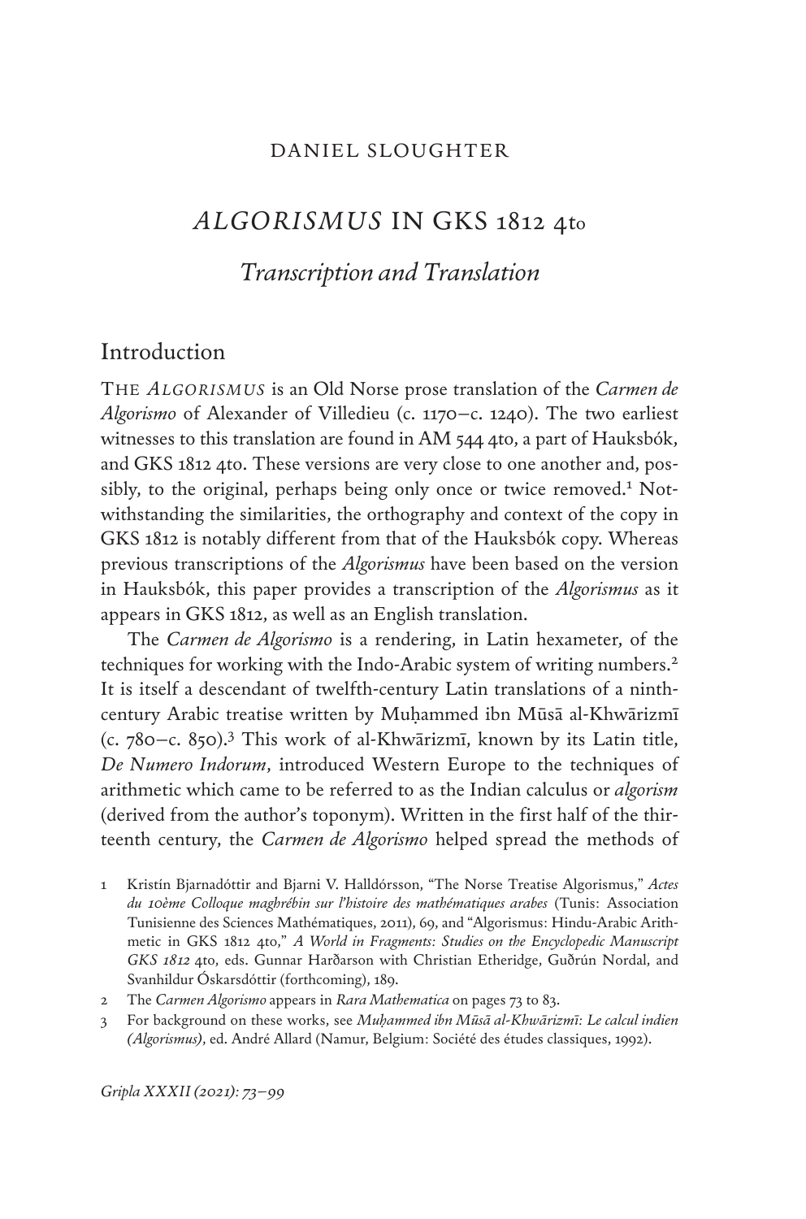DANIEL SLOUGHTER

# *ALGORISMUS* IN GKS 1812 4to

## *Transcription and Translation*

### Introduction

THE *ALGORISMUS* is an Old Norse prose translation of the *Carmen de Algorismo* of Alexander of Villedieu (c. 1170–c. 1240). The two earliest witnesses to this translation are found in AM 544 4to, a part of Hauksbók, and GKS 1812 4to. These versions are very close to one another and, possibly, to the original, perhaps being only once or twice removed.[1] Notwithstanding the similarities, the orthography and context of the copy in GKS 1812 is notably different from that of the Hauksbók copy. Whereas previous transcriptions of the *Algorismus* have been based on the version in Hauksbók, this paper provides a transcription of the *Algorismus* as it appears in GKS 1812, as well as an English translation.

The *Carmen de Algorismo* is a rendering, in Latin hexameter, of the techniques for working with the Indo-Arabic system of writing numbers.[2] It is itself a descendant of twelfth-century Latin translations of a ninth-century Arabic treatise written by Muḥammed ibn Mūsā al-Khwārizmī (c. 780–c. 850).[3] This work of al-Khwārizmī, known by its Latin title, *De Numero Indorum*, introduced Western Europe to the techniques of arithmetic which came to be referred to as the Indian calculus or *algorism* (derived from the author's toponym). Written in the first half of the thirteenth century, the *Carmen de Algorismo* helped spread the methods of

1 Kristín Bjarnadóttir and Bjarni V. Halldórsson, "The Norse Treatise Algorismus," *Actes du 10ème Colloque maghrébin sur l'histoire des mathématiques arabes* (Tunis: Association Tunisienne des Sciences Mathématiques, 2011), 69, and "Algorismus: Hindu-Arabic Arithmetic in GKS 1812 4to," *A World in Fragments: Studies on the Encyclopedic Manuscript GKS 1812* 4to, eds. Gunnar Harðarson with Christian Etheridge, Guðrún Nordal, and Svanhildur Óskarsdóttir (forthcoming), 189.

2 The *Carmen Algorismo* appears in *Rara Mathematica* on pages 73 to 83.

3 For background on these works, see *Muḥammed ibn Mūsā al-Khwārizmī: Le calcul indien (Algorismus)*, ed. André Allard (Namur, Belgium: Société des études classiques, 1992).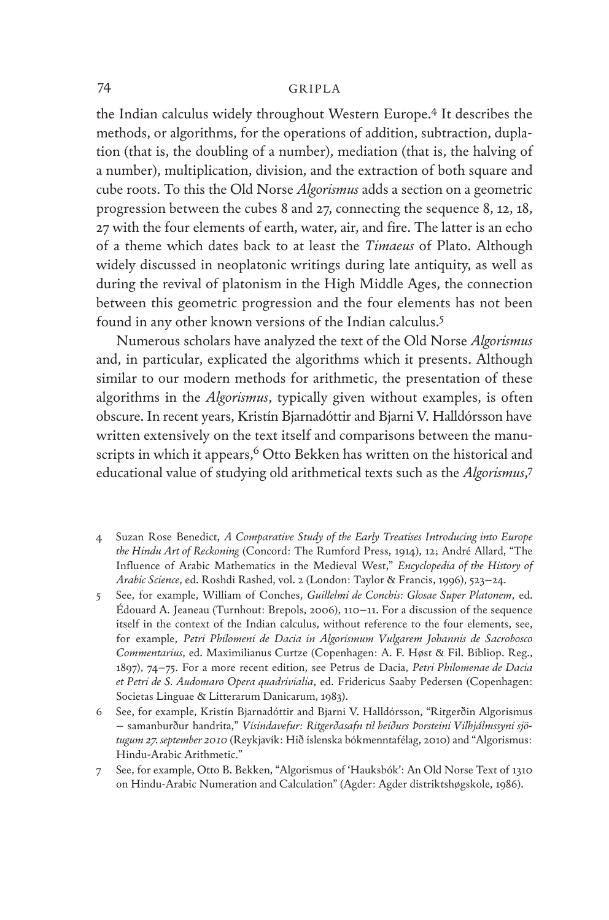the Indian calculus widely throughout Western Europe.[4] It describes the methods, or algorithms, for the operations of addition, subtraction, duplation (that is, the doubling of a number), mediation (that is, the halving of a number), multiplication, division, and the extraction of both square and cube roots. To this the Old Norse *Algorismus* adds a section on a geometric progression between the cubes 8 and 27, connecting the sequence 8, 12, 18, 27 with the four elements of earth, water, air, and fire. The latter is an echo of a theme which dates back to at least the *Timaeus* of Plato. Although widely discussed in neoplatonic writings during late antiquity, as well as during the revival of platonism in the High Middle Ages, the connection between this geometric progression and the four elements has not been found in any other known versions of the Indian calculus.[5]

Numerous scholars have analyzed the text of the Old Norse *Algorismus* and, in particular, explicated the algorithms which it presents. Although similar to our modern methods for arithmetic, the presentation of these algorithms in the *Algorismus*, typically given without examples, is often obscure. In recent years, Kristín Bjarnadóttir and Bjarni V. Halldórsson have written extensively on the text itself and comparisons between the manuscripts in which it appears,[6] Otto Bekken has written on the historical and educational value of studying old arithmetical texts such as the *Algorismus*,[7]

4 Suzan Rose Benedict, *A Comparative Study of the Early Treatises Introducing into Europe the Hindu Art of Reckoning* (Concord: The Rumford Press, 1914), 12; André Allard, "The Influence of Arabic Mathematics in the Medieval West," *Encyclopedia of the History of Arabic Science*, ed. Roshdi Rashed, vol. 2 (London: Taylor & Francis, 1996), 523–24.

5 See, for example, William of Conches, *Guillelmi de Conchis: Glosae Super Platonem*, ed. Édouard A. Jeaneau (Turnhout: Brepols, 2006), 110–11. For a discussion of the sequence itself in the context of the Indian calculus, without reference to the four elements, see, for example, *Petri Philomeni de Dacia in Algorismum Vulgarem Johannis de Sacrobosco Commentarius*, ed. Maximilianus Curtze (Copenhagen: A. F. Høst & Fil. Bibliop. Reg., 1897), 74–75. For a more recent edition, see Petrus de Dacia, *Petri Philomenae de Dacia et Petri de S. Audomaro Opera quadrivialia*, ed. Fridericus Saaby Pedersen (Copenhagen: Societas Linguae & Litterarum Danicarum, 1983).

6 See, for example, Kristín Bjarnadóttir and Bjarni V. Halldórsson, "Ritgerðin Algorismus – samanburður handrita," *Vísindavefur: Ritgerðasafn til heiðurs Þorsteini Vilhjálmssyni sjötugum 27. september 2010* (Reykjavík: Hið íslenska bókmenntafélag, 2010) and "Algorismus: Hindu-Arabic Arithmetic."

7 See, for example, Otto B. Bekken, "Algorismus of 'Hauksbók': An Old Norse Text of 1310 on Hindu-Arabic Numeration and Calculation" (Agder: Agder distriktshøgskole, 1986).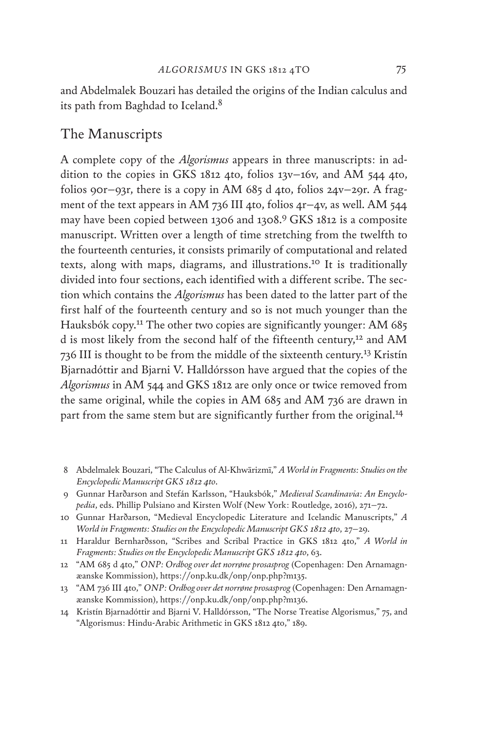and Abdelmalek Bouzari has detailed the origins of the Indian calculus and its path from Baghdad to Iceland.[8]

## The Manuscripts

A complete copy of the *Algorismus* appears in three manuscripts: in addition to the copies in GKS 1812 4to, folios 13v–16v, and AM 544 4to, folios 90r–93r, there is a copy in AM 685 d 4to, folios 24v–29r. A fragment of the text appears in AM 736 III 4to, folios 4r–4v, as well. AM 544 may have been copied between 1306 and 1308.[9] GKS 1812 is a composite manuscript. Written over a length of time stretching from the twelfth to the fourteenth centuries, it consists primarily of computational and related texts, along with maps, diagrams, and illustrations.[10] It is traditionally divided into four sections, each identified with a different scribe. The section which contains the *Algorismus* has been dated to the latter part of the first half of the fourteenth century and so is not much younger than the Hauksbók copy.[11] The other two copies are significantly younger: AM 685 d is most likely from the second half of the fifteenth century,[12] and AM 736 III is thought to be from the middle of the sixteenth century.[13] Kristín Bjarnadóttir and Bjarni V. Halldórsson have argued that the copies of the *Algorismus* in AM 544 and GKS 1812 are only once or twice removed from the same original, while the copies in AM 685 and AM 736 are drawn in part from the same stem but are significantly further from the original.[14]

8 Abdelmalek Bouzari, "The Calculus of Al-Khwārizmī," *A World in Fragments: Studies on the Encyclopedic Manuscript GKS 1812 4to*.

9 Gunnar Harðarson and Stefán Karlsson, "Hauksbók," *Medieval Scandinavia: An Encyclopedia*, eds. Phillip Pulsiano and Kirsten Wolf (New York: Routledge, 2016), 271–72.

10 Gunnar Harðarson, "Medieval Encyclopedic Literature and Icelandic Manuscripts," *A World in Fragments: Studies on the Encyclopedic Manuscript GKS 1812 4to*, 27–29.

11 Haraldur Bernharðsson, "Scribes and Scribal Practice in GKS 1812 4to," *A World in Fragments: Studies on the Encyclopedic Manuscript GKS 1812 4to*, 63.

12 "AM 685 d 4to," *ONP: Ordbog over det norrøne prosasprog* (Copenhagen: Den Arnamagnæanske Kommission), https://onp.ku.dk/onp/onp.php?m135.

13 "AM 736 III 4to," *ONP: Ordbog over det norrøne prosasprog* (Copenhagen: Den Arnamagnæanske Kommission), https://onp.ku.dk/onp/onp.php?m136.

14 Kristín Bjarnadóttir and Bjarni V. Halldórsson, "The Norse Treatise Algorismus," 75, and "Algorismus: Hindu-Arabic Arithmetic in GKS 1812 4to," 189.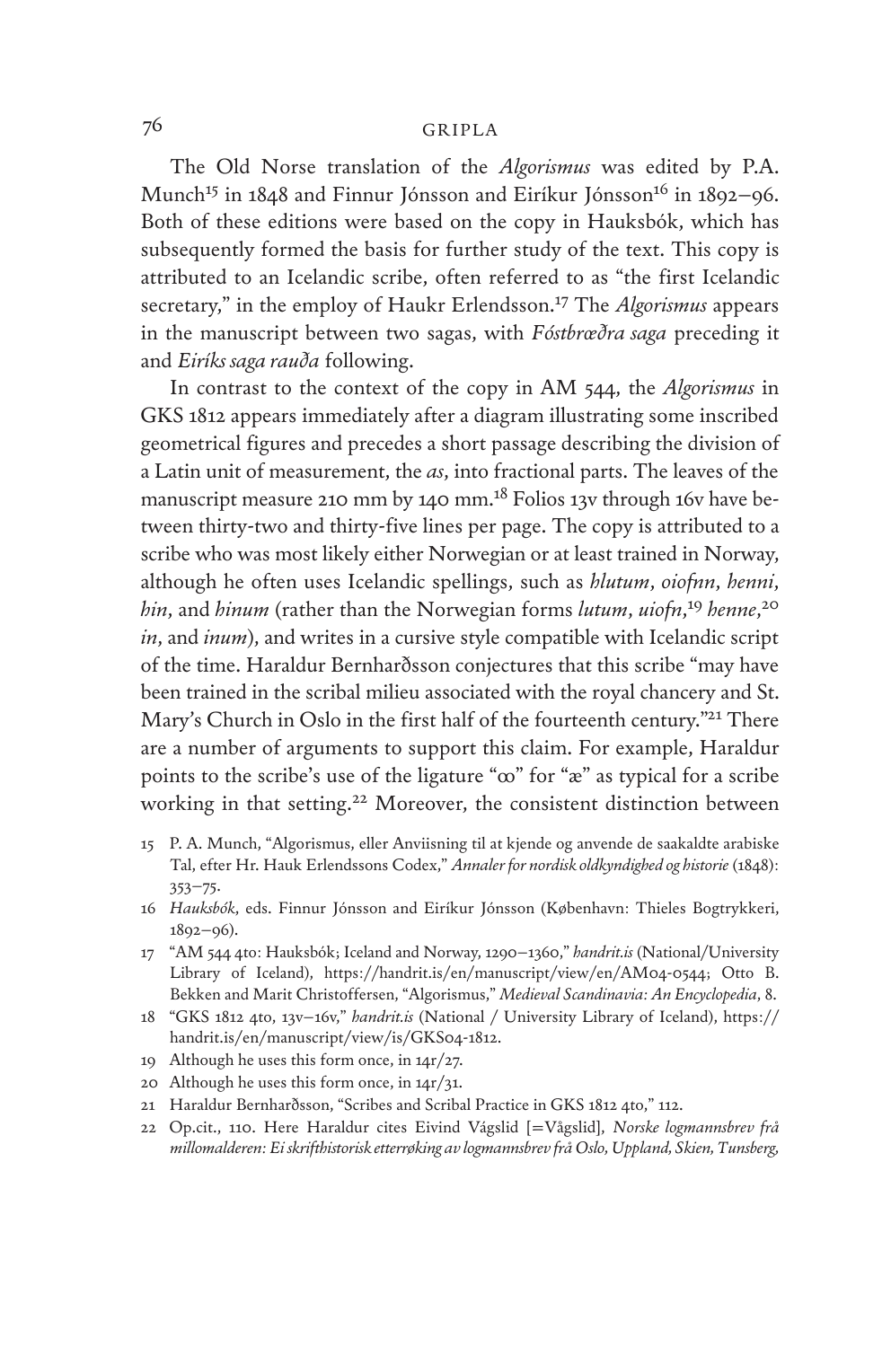The Old Norse translation of the *Algorismus* was edited by P.A. Munch[15] in 1848 and Finnur Jónsson and Eiríkur Jónsson[16] in 1892–96. Both of these editions were based on the copy in Hauksbók, which has subsequently formed the basis for further study of the text. This copy is attributed to an Icelandic scribe, often referred to as "the first Icelandic secretary," in the employ of Haukr Erlendsson.[17] The *Algorismus* appears in the manuscript between two sagas, with *Fóstbrœðra saga* preceding it and *Eiríks saga rauða* following.

In contrast to the context of the copy in AM 544, the *Algorismus* in GKS 1812 appears immediately after a diagram illustrating some inscribed geometrical figures and precedes a short passage describing the division of a Latin unit of measurement, the *as*, into fractional parts. The leaves of the manuscript measure 210 mm by 140 mm.[18] Folios 13v through 16v have between thirty-two and thirty-five lines per page. The copy is attributed to a scribe who was most likely either Norwegian or at least trained in Norway, although he often uses Icelandic spellings, such as *hlutum*, *oiofnn*, *henni*, *hin*, and *hinum* (rather than the Norwegian forms *lutum*, *uiofn*,[19] *henne*,[20] *in*, and *inum*), and writes in a cursive style compatible with Icelandic script of the time. Haraldur Bernharðsson conjectures that this scribe "may have been trained in the scribal milieu associated with the royal chancery and St. Mary's Church in Oslo in the first half of the fourteenth century."[21] There are a number of arguments to support this claim. For example, Haraldur points to the scribe's use of the ligature "ꝏ" for "æ" as typical for a scribe working in that setting.[22] Moreover, the consistent distinction between

15 P. A. Munch, "Algorismus, eller Anviisning til at kjende og anvende de saakaldte arabiske Tal, efter Hr. Hauk Erlendssons Codex," *Annaler for nordisk oldkyndighed og historie* (1848): 353–75.

16 *Hauksbók*, eds. Finnur Jónsson and Eiríkur Jónsson (København: Thieles Bogtrykkeri, 1892–96).

17 "AM 544 4to: Hauksbók; Iceland and Norway, 1290–1360," *handrit.is* (National/University Library of Iceland), https://handrit.is/en/manuscript/view/en/AM04-0544; Otto B. Bekken and Marit Christoffersen, "Algorismus," *Medieval Scandinavia: An Encyclopedia*, 8.

18 "GKS 1812 4to, 13v–16v," *handrit.is* (National / University Library of Iceland), https://handrit.is/en/manuscript/view/is/GKS04-1812.

19 Although he uses this form once, in 14r/27.

20 Although he uses this form once, in 14r/31.

21 Haraldur Bernharðsson, "Scribes and Scribal Practice in GKS 1812 4to," 112.

22 Op.cit., 110. Here Haraldur cites Eivind Vágslid [=Vågslid], *Norske logmannsbrev frå millomalderen: Ei skrifthistorisk etterrøking av logmannsbrev frå Oslo, Uppland, Skien, Tunsberg,*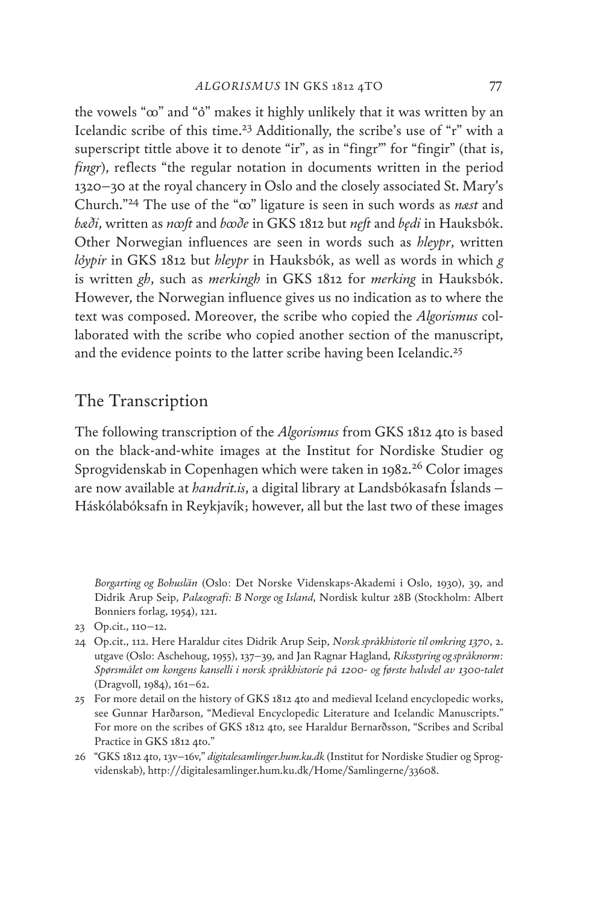the vowels "œ" and "ǫ̇" makes it highly unlikely that it was written by an Icelandic scribe of this time.[23] Additionally, the scribe's use of "r" with a superscript tittle above it to denote "ir", as in "fingr'" for "fingir" (that is, *fingr*), reflects "the regular notation in documents written in the period 1320–30 at the royal chancery in Oslo and the closely associated St. Mary's Church."[24] The use of the "œ" ligature is seen in such words as *næst* and *bæði*, written as *nœſt* and *bœðe* in GKS 1812 but *nęſt* and *bęđi* in Hauksbók. Other Norwegian influences are seen in words such as *hleypr*, written *lǫ̇ypir* in GKS 1812 but *hleypr* in Hauksbók, as well as words in which *g* is written *gh*, such as *merkingh* in GKS 1812 for *merking* in Hauksbók. However, the Norwegian influence gives us no indication as to where the text was composed. Moreover, the scribe who copied the *Algorismus* collaborated with the scribe who copied another section of the manuscript, and the evidence points to the latter scribe having been Icelandic.[25]

## The Transcription

The following transcription of the *Algorismus* from GKS 1812 4to is based on the black-and-white images at the Institut for Nordiske Studier og Sprogvidenskab in Copenhagen which were taken in 1982.[26] Color images are now available at *handrit.is*, a digital library at Landsbókasafn Íslands – Háskólabóksafn in Reykjavík; however, all but the last two of these images

*Borgarting og Bohuslän* (Oslo: Det Norske Videnskaps-Akademi i Oslo, 1930), 39, and Didrik Arup Seip, *Palæografi: B Norge og Island*, Nordisk kultur 28B (Stockholm: Albert Bonniers forlag, 1954), 121.

23 Op.cit., 110–12.

24 Op.cit., 112. Here Haraldur cites Didrik Arup Seip, *Norsk språkhistorie til omkring 1370*, 2. utgave (Oslo: Aschehoug, 1955), 137–39, and Jan Ragnar Hagland, *Riksstyring og språknorm: Spørsmålet om kongens kanselli i norsk språkhistorie på 1200- og første halvdel av 1300-talet* (Dragvoll, 1984), 161–62.

25 For more detail on the history of GKS 1812 4to and medieval Iceland encyclopedic works, see Gunnar Harðarson, "Medieval Encyclopedic Literature and Icelandic Manuscripts." For more on the scribes of GKS 1812 4to, see Haraldur Bernarðsson, "Scribes and Scribal Practice in GKS 1812 4to."

26 "GKS 1812 4to, 13v–16v," *digitalesamlinger.hum.ku.dk* (Institut for Nordiske Studier og Sprogvidenskab), http://digitalesamlinger.hum.ku.dk/Home/Samlingerne/33608.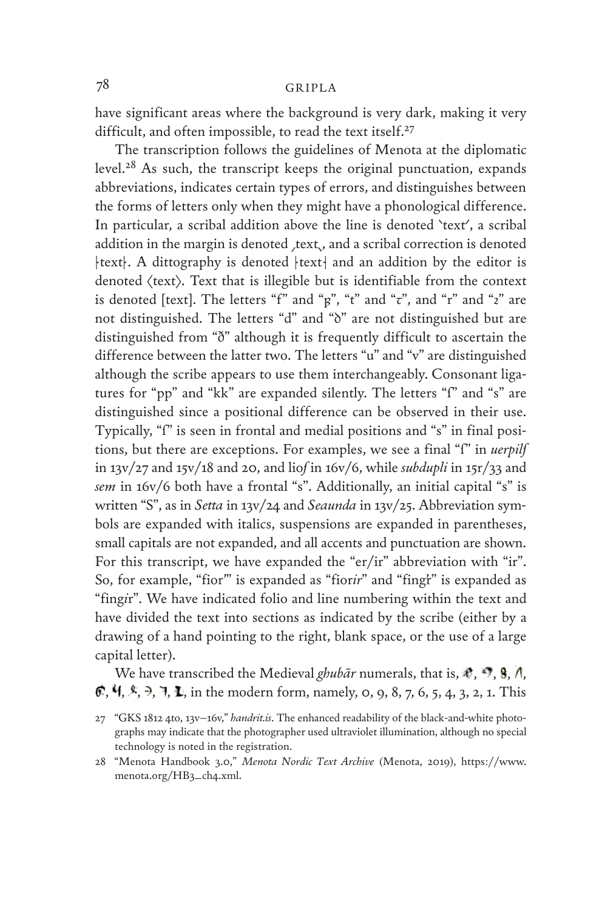have significant areas where the background is very dark, making it very difficult, and often impossible, to read the text itself.[27]

The transcription follows the guidelines of Menota at the diplomatic level.[28] As such, the transcript keeps the original punctuation, expands abbreviations, indicates certain types of errors, and distinguishes between the forms of letters only when they might have a phonological difference. In particular, a scribal addition above the line is denoted `text´, a scribal addition in the margin is denoted ˏtextˎ, and a scribal correction is denoted ¦text¦. A dittography is denoted ¦text¦ and an addition by the editor is denoted ⟨text⟩. Text that is illegible but is identifiable from the context is denoted [text]. The letters "f" and "ꝼ", "t" and "ꞇ", and "r" and "ꝛ" are not distinguished. The letters "d" and "ꝺ" are not distinguished but are distinguished from "ð" although it is frequently difficult to ascertain the difference between the latter two. The letters "u" and "v" are distinguished although the scribe appears to use them interchangeably. Consonant ligatures for "pp" and "kk" are expanded silently. The letters "ſ" and "s" are distinguished since a positional difference can be observed in their use. Typically, "ſ" is seen in frontal and medial positions and "s" in final positions, but there are exceptions. For examples, we see a final "ſ" in *uerpilſ* in 13v/27 and 15v/18 and 20, and lio*ſ* in 16v/6, while *subdupli* in 15r/33 and *sem* in 16v/6 both have a frontal "s". Additionally, an initial capital "s" is written "S", as in *Setta* in 13v/24 and *Seaunda* in 13v/25. Abbreviation symbols are expanded with italics, suspensions are expanded in parentheses, small capitals are not expanded, and all accents and punctuation are shown. For this transcript, we have expanded the "er/ir" abbreviation with "ir". So, for example, "fior'" is expanded as "fior*ir*" and "fingꝛ" is expanded as "fing*i*r". We have indicated folio and line numbering within the text and have divided the text into sections as indicated by the scribe (either by a drawing of a hand pointing to the right, blank space, or the use of a large capital letter).

We have transcribed the Medieval *ghubār* numerals, that is, [ghubār numeral glyphs], in the modern form, namely, 0, 9, 8, 7, 6, 5, 4, 3, 2, 1. This

27 "GKS 1812 4to, 13v–16v," *handrit.is*. The enhanced readability of the black-and-white photographs may indicate that the photographer used ultraviolet illumination, although no special technology is noted in the registration.

28 "Menota Handbook 3.0," *Menota Nordic Text Archive* (Menota, 2019), https://www.menota.org/HB3_ch4.xml.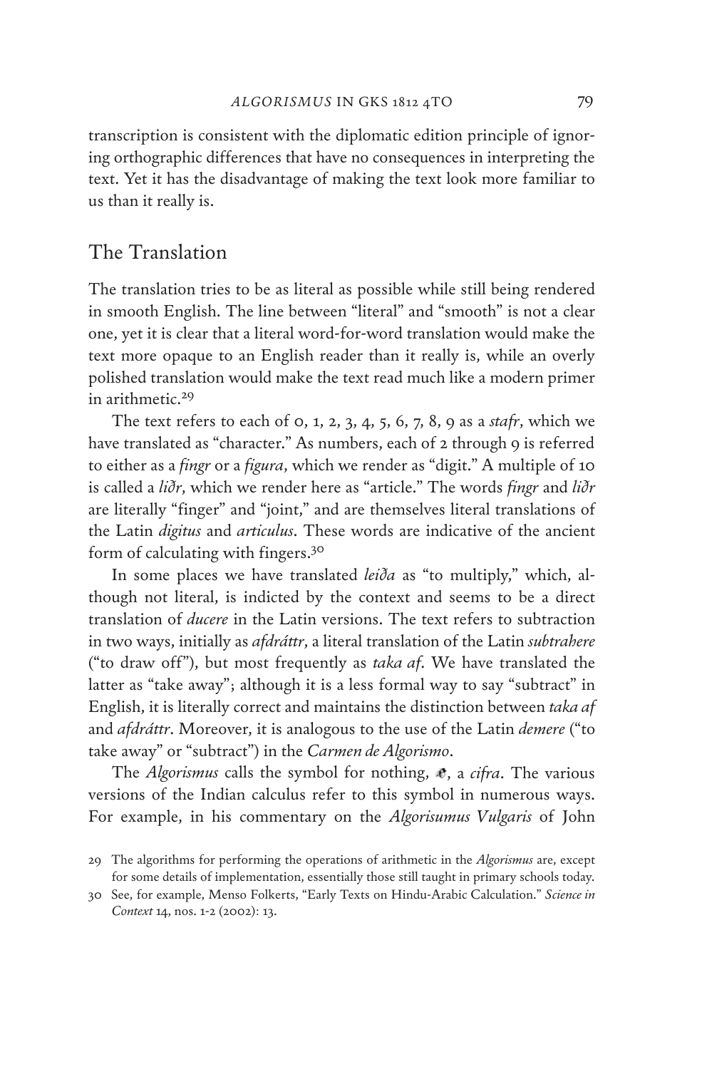transcription is consistent with the diplomatic edition principle of ignoring orthographic differences that have no consequences in interpreting the text. Yet it has the disadvantage of making the text look more familiar to us than it really is.

## The Translation

The translation tries to be as literal as possible while still being rendered in smooth English. The line between "literal" and "smooth" is not a clear one, yet it is clear that a literal word-for-word translation would make the text more opaque to an English reader than it really is, while an overly polished translation would make the text read much like a modern primer in arithmetic.[29]

The text refers to each of 0, 1, 2, 3, 4, 5, 6, 7, 8, 9 as a *stafr*, which we have translated as "character." As numbers, each of 2 through 9 is referred to either as a *fingr* or a *figura*, which we render as "digit." A multiple of 10 is called a *liðr*, which we render here as "article." The words *fingr* and *liðr* are literally "finger" and "joint," and are themselves literal translations of the Latin *digitus* and *articulus*. These words are indicative of the ancient form of calculating with fingers.[30]

In some places we have translated *leiða* as "to multiply," which, although not literal, is indicted by the context and seems to be a direct translation of *ducere* in the Latin versions. The text refers to subtraction in two ways, initially as *afdráttr*, a literal translation of the Latin *subtrahere* ("to draw off"), but most frequently as *taka af*. We have translated the latter as "take away"; although it is a less formal way to say "subtract" in English, it is literally correct and maintains the distinction between *taka af* and *afdráttr*. Moreover, it is analogous to the use of the Latin *demere* ("to take away" or "subtract") in the *Carmen de Algorismo*.

The *Algorismus* calls the symbol for nothing, ⊕, a *cifra*. The various versions of the Indian calculus refer to this symbol in numerous ways. For example, in his commentary on the *Algorisumus Vulgaris* of John

29 The algorithms for performing the operations of arithmetic in the *Algorismus* are, except for some details of implementation, essentially those still taught in primary schools today.

30 See, for example, Menso Folkerts, "Early Texts on Hindu-Arabic Calculation." *Science in Context* 14, nos. 1-2 (2002): 13.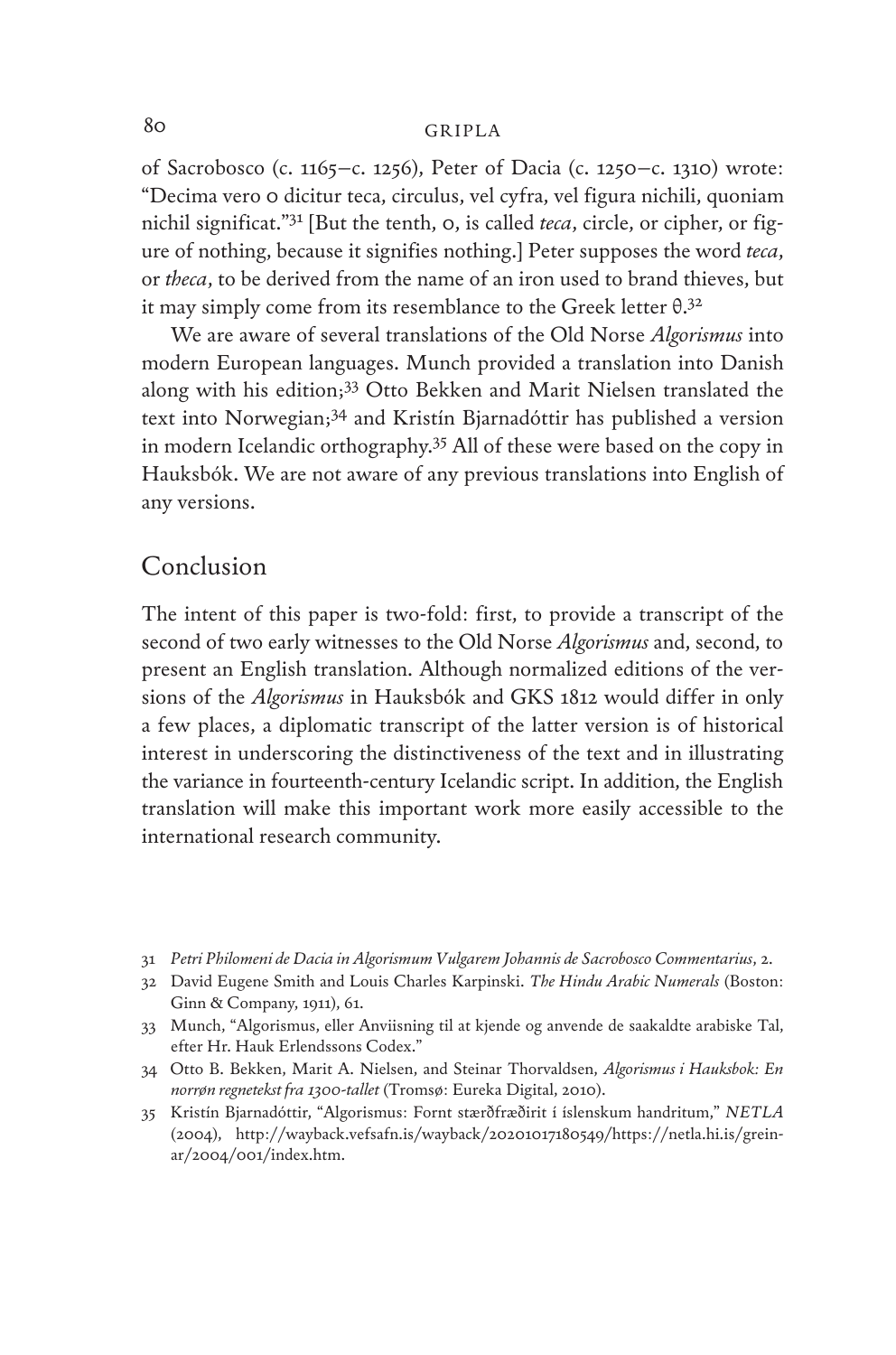of Sacrobosco (c. 1165–c. 1256), Peter of Dacia (c. 1250–c. 1310) wrote: "Decima vero 0 dicitur teca, circulus, vel cyfra, vel figura nichili, quoniam nichil significat."[31] [But the tenth, 0, is called *teca*, circle, or cipher, or figure of nothing, because it signifies nothing.] Peter supposes the word *teca*, or *theca*, to be derived from the name of an iron used to brand thieves, but it may simply come from its resemblance to the Greek letter θ.[32]

We are aware of several translations of the Old Norse *Algorismus* into modern European languages. Munch provided a translation into Danish along with his edition;[33] Otto Bekken and Marit Nielsen translated the text into Norwegian;[34] and Kristín Bjarnadóttir has published a version in modern Icelandic orthography.[35] All of these were based on the copy in Hauksbók. We are not aware of any previous translations into English of any versions.

## Conclusion

The intent of this paper is two-fold: first, to provide a transcript of the second of two early witnesses to the Old Norse *Algorismus* and, second, to present an English translation. Although normalized editions of the versions of the *Algorismus* in Hauksbók and GKS 1812 would differ in only a few places, a diplomatic transcript of the latter version is of historical interest in underscoring the distinctiveness of the text and in illustrating the variance in fourteenth-century Icelandic script. In addition, the English translation will make this important work more easily accessible to the international research community.

---

31 *Petri Philomeni de Dacia in Algorismum Vulgarem Johannis de Sacrobosco Commentarius*, 2.

32 David Eugene Smith and Louis Charles Karpinski. *The Hindu Arabic Numerals* (Boston: Ginn & Company, 1911), 61.

33 Munch, "Algorismus, eller Anviisning til at kjende og anvende de saakaldte arabiske Tal, efter Hr. Hauk Erlendssons Codex."

34 Otto B. Bekken, Marit A. Nielsen, and Steinar Thorvaldsen, *Algorismus i Hauksbok: En norrøn regnetekst fra 1300-tallet* (Tromsø: Eureka Digital, 2010).

35 Kristín Bjarnadóttir, "Algorismus: Fornt stærðfræðirit í íslenskum handritum," *NETLA* (2004), http://wayback.vefsafn.is/wayback/20201017180549/https://netla.hi.is/greinar/2004/001/index.htm.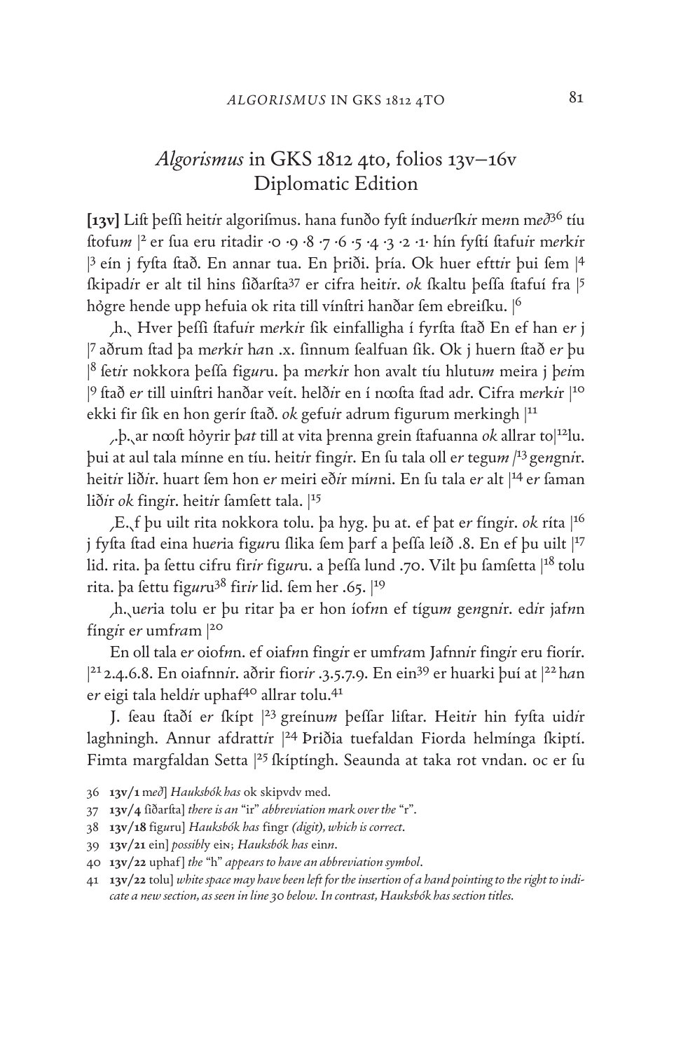# *Algorismus* in GKS 1812 4to, folios 13v–16v Diplomatic Edition

**[13v]** Liſt þeſſi heit*ir* algoriſmus. hana funðo fyſt índu*er*ſk*ir* me*n*n m*eð*[36] tíu ſtofu*m* |[2] er ſua eru ritadir ·0 ·9 ·8 ·7 ·6 ·5 ·4 ·3 ·2 ·1· hín fyſtí ſtafu*ir* m*er*k*ir* |[3] eín j fyſta ſtað. En annar tua. En þriði. þría. Ok huer eftt*ir* þui ſem |[4] ſkipad*ir* er alt til hins ſiðarſta[37] er cifra heit*ir*. *ok* ſkaltu þeſſa ſtafuí fra |[5] hǫgre hende upp hefuia ok rita till vínſtri hanðar ſem ebreiſku. |[6]

⸌h.⸍ Hver þeſſi ſtafu*ir* m*er*k*ir* ſik einfalligha í fyrſta ſtað En ef han e*r* j |[7] aðrum ſtad þa m*er*k*ir* h*a*n .x. ſinnum ſealfuan ſik. Ok j huern ſtað e*r* þu |[8] ſet*ir* nokkora þeſſa fig*ur*u. þa m*er*k*ir* hon avalt tíu hlutu*m* meira j þ*ei*m |[9] ſtað e*r* till uinſtri hanðar veít. helð*ir* en í nœſta ſtad adr. Cifra m*er*k*ir* |[10] ekki fir ſik en hon gerír ſtað. *ok* gefu*ir* adrum figurum merkingh |[11]

⸌.þ.⸍ar nœſt hǫyrir þ*at* till at vita þrenna grein ſtafuanna *ok* allrar to|[12]lu. þui at aul tala mínne en tíu. heit*ir* fing*ir*. En ſu tala oll e*r* tegu*m* |[13] ge*n*gn*ir*. heit*ir* lið*ir*. huart ſem hon e*r* meiri eð*ir* mí*n*ni. En ſu tala e*r* alt |[14] e*r* ſaman lið*ir* *ok* fing*ir*. heit*ir* ſamſett tala. |[15]

⸌E.⸍f þu uilt rita nokkora tolu. þa hyg. þu at. ef þat e*r* fíng*ir*. *ok* ríta |[16] j fyſta ſtad eina hu*er*ia fig*ur*u ſlika ſem þarf a þeſſa leíð .8. En ef þu uilt |[17] lid. rita. þa ſettu cifru fir*ir* fig*ur*u. a þeſſa lund .70. Vilt þu ſamſetta |[18] tolu rita. þa ſettu fig*ur*u[38] fir*ir* lid. ſem her .65. |[19]

⸌h.⸍u*er*ia tolu er þu ritar þa er hon íof*n*n ef tígu*m* ge*n*gn*ir*. ed*ir* jaf*n*n fíng*ir* e*r* umf*ra*m |[20]

En oll tala e*r* oiof*n*n. ef oiaf*n*n fing*ir* er umf*ra*m Jafnn*ir* fing*ir* eru fiorír. |[21] 2.4.6.8. En oiafnn*ir*. aðrir fior*ir* .3.5.7.9. En ein[39] er huarki þuí at |[22] h*a*n e*r* eigi tala held*ir* uphaf[40] allrar tolu.[41]

J. ſeau ſtaðí e*r* ſkípt |[23] greínu*m* þeſſar liſtar. Heit*ir* hin fyſta uid*ir* laghningh. Annur afdratt*ir* |[24] Þriðia tuefaldan Fiorda helmínga ſkiptí. Fimta margfaldan Setta |[25] ſkíptíngh. Seaunda at taka rot vndan. oc er ſu

36 **13v/1** m*eð*] *Hauksbók has* ok skipvdv med.

37 **13v/4** ſiðarſta] *there is an* "ir" *abbreviation mark over the* "r".

38 **13v/18** fig*ur*u] *Hauksbók has* fingr *(digit), which is correct.*

39 **13v/21** ein] *possibly* eiɴ; *Hauksbók has* ein*n*.

40 **13v/22** uphaf] *the* "h" *appears to have an abbreviation symbol.*

41 **13v/22** tolu] *white space may have been left for the insertion of a hand pointing to the right to indicate a new section, as seen in line 30 below. In contrast, Hauksbók has section titles.*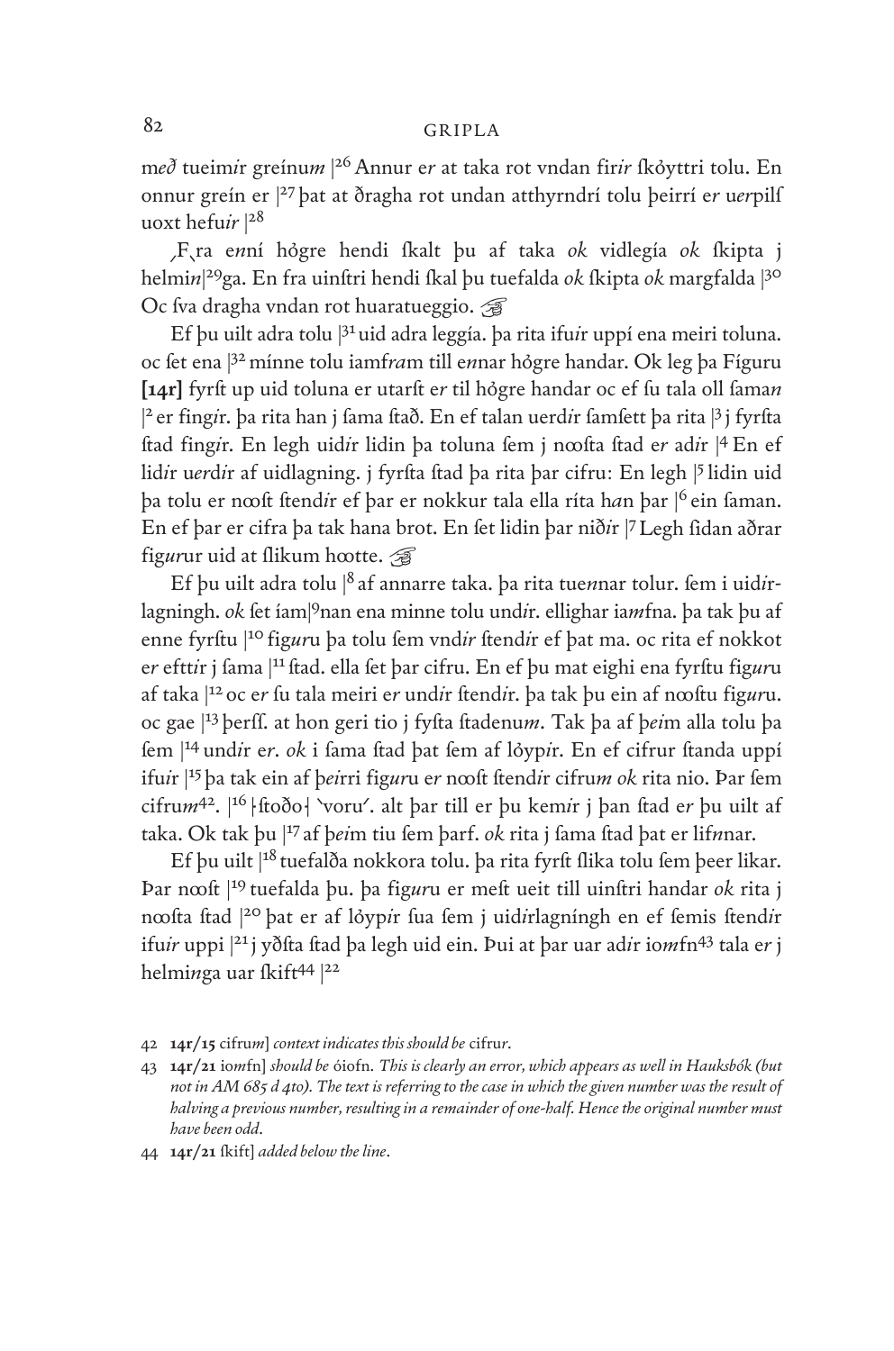m*eð* tueim*ir* greínu*m* |[26] Annur e*r* at taka rot vndan fir*ir* ſkǫyttri tolu. En onnur greín er |[27] þat at ðragha rot undan atthyrndrí tolu þeirrí e*r* u*er*pilſ uoxt hefu*ir* |[28]

⸜F⸝ra e*n*ní hǫgre hendi ſkalt þu af taka *ok* vidlegía *ok* ſkipta j helmi*n*|[29]ga. En fra uinſtri hendi ſkal þu tuefalda *ok* ſkipta *ok* margfalda |[30] Oc ſva dragha vndan rot huaratueggio. ☞

Ef þu uilt adra tolu |[31] uid adra leggía. þa rita ifu*ir* uppí ena meiri toluna. oc ſet ena |[32] mínne tolu iamf*ra*m till e*n*nar hǫgre handar. Ok leg þa Fíguru **[14r]** fyrſt up uid toluna er utarſt e*r* til hǫgre handar oc ef ſu tala oll ſama*n* |[2] er fing*ir*. þa rita han j ſama ſtað. En ef talan uerd*ir* ſamſett þa rita |[3] j fyrſta ſtad fing*ir*. En legh uid*ir* lidin þa toluna ſem j nœſta ſtad e*r* ad*ir* |[4] En ef lid*ir* u*er*d*ir* af uidlagning. j fyrſta ſtad þa rita þar cifru: En legh |[5] lidin uid þa tolu er nœſt ſtend*ir* ef þar er nokkur tala ella ríta h*a*n þar |[6] ein ſaman. En ef þar er cifra þa tak hana brot. En ſet lidin þar nið*ir* |[7] Legh ſidan aðrar fig*ur*ur uid at ſlikum hœtte. ☞

Ef þu uilt adra tolu |[8] af annarre taka. þa rita tue*n*nar tolur. ſem i uid*ir*lagningh. *ok* ſet íam|[9]nan ena minne tolu und*ir*. ellighar ia*m*fna. þa tak þu af enne fyrſtu |[10] fig*ur*u þa tolu ſem vnd*ir* ſtend*ir* ef þat ma. oc rita ef nokkot e*r* eftt*ir* j ſama |[11] ſtad. ella ſet þar cifru. En ef þu mat eighi ena fyrſtu fig*ur*u af taka |[12] oc e*r* ſu tala meiri e*r* und*ir* ſtend*ir*. þa tak þu ein af nœſtu fig*ur*u. oc gae |[13] þerſſ. at hon geri tio j fyſta ſtadenu*m*. Tak þa af þ*ei*m alla tolu þa ſem |[14] und*ir* e*r*. *ok* i ſama ſtad þat ſem af lǫyp*ir*. En ef cifrur ſtanda uppí ifu*ir* |[15] þa tak ein af þ*ei*rri fig*ur*u e*r* nœſt ſtend*ir* cifru*m* *ok* rita nio. Þar ſem cifru*m*[42]. |[16] ⊦ſtoðo⊣ `voru´. alt þar till er þu kem*ir* j þan ſtad e*r* þu uilt af taka. Ok tak þu |[17] af þ*ei*m tiu ſem þarf. *ok* rita j ſama ſtad þat er lif*n*nar.

Ef þu uilt |[18] tuefalða nokkora tolu. þa rita fyrſt ſlika tolu ſem þeer likar. Þar nœſt |[19] tuefalda þu. þa fig*ur*u er meſt ueit till uinſtri handar *ok* rita j nœſta ſtad |[20] þat er af lǫyp*ir* ſua ſem j uid*ir*lagníngh en ef ſemis ſtend*ir* ifu*ir* uppi |[21] j yðſta ſtad þa legh uid ein. Þui at þar uar ad*ir* io*m*fn[43] tala e*r* j helmi*n*ga uar ſkift[44] |[22]

42 **14r/15** cifru*m*] *context indicates this should be* cifrur.

43 **14r/21** io*m*fn] *should be* óiofn. *This is clearly an error, which appears as well in Hauksbók (but not in AM 685 d 4to). The text is referring to the case in which the given number was the result of halving a previous number, resulting in a remainder of one-half. Hence the original number must have been odd.*

44 **14r/21** ſkift] *added below the line.*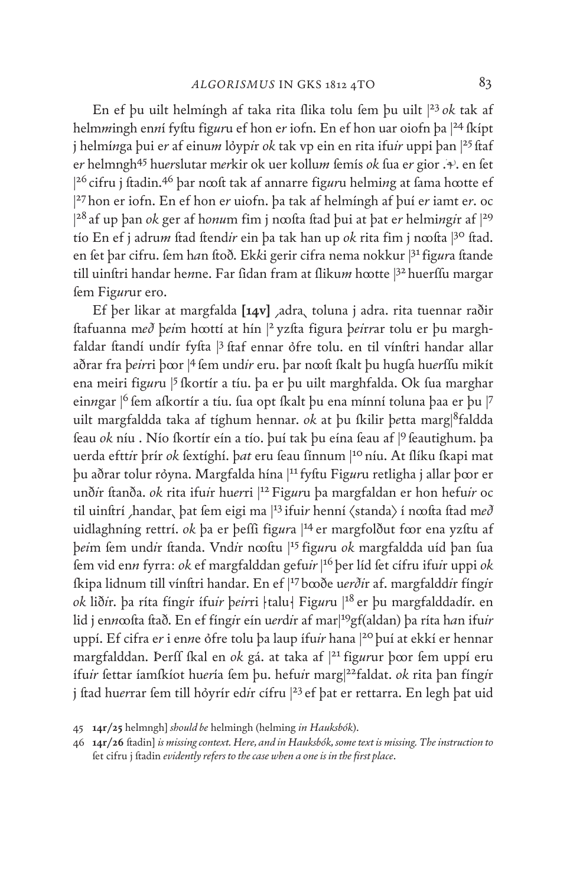En ef þu uilt helmíngh af taka rita ſlika tolu ſem þu uilt |[23] *ok* tak af helm*m*ingh en*n*í fyſtu fig*ur*u ef hon e*r* iofn. En ef hon uar oiofn þa |[24] ſkípt j helmí*n*ga þui e*r* af einu*m* lǒyp*ir* *ok* tak vp ein en rita ifu*ir* uppi þan |[25] ſtaf e*r* helmngh[45] hue*r*slutar m*er*kir ok uer kollu*m* ſemís *ok* ſua e*r* gior .ꝑ. en ſet |[26] cifru j ſtadin.[46] þar nooſt tak af annarre fig*ur*u helmi*n*g at ſama hootte ef |[27] hon er iofn. En ef hon e*r* uiofn. þa tak af helmíngh af þuí e*r* iamt e*r*. oc |[28] af up þan *ok* ger af h*onu*m fim j nooſta ſtad þui at þat e*r* helmi*n*g*ir* af |[29] tío En ef j adru*m* ſtad ſtend*ir* ein þa tak han up *ok* rita fim j nooſta |[30] ſtad. en ſet þar cifru. ſem h*a*n ſtoð. Ek*k*i gerir cifra nema nokkur |[31] fig*ur*a ſtande till uinſtri handar he*n*ne. Far ſidan fram at ſliku*m* hootte |[32] huerſſu margar ſem Fig*ur*ur ero.

Ef þer likar at margfalda **[14v]** ˏadraˎ toluna j adra. rita tuennar raðir ſtafuanna m*eð* þ*ei*m hoottí at hín |[2] yzſta figura þ*eir*rar tolu er þu marghfaldar ſtandí undír fyſta |[3] ſtaf ennar ǒfre tolu. en til vínſtri handar allar aðrar fra þ*eir*ri þoor |[4] ſem und*ir* eru. þar nooſt ſkalt þu hugſa hue*r*ſſu mikít ena meiri fig*ur*u |[5] ſkortír a tíu. þa er þu uilt marghfalda. Ok ſua marghar ein*n*gar |[6] ſem aſkortír a tíu. ſua opt ſkalt þu ena mínní toluna þaa er þu |[7] uilt margfaldda taka af tíghum hennar. *ok* at þu ſkilir þ*e*tta marg|[8]faldda ſeau *ok* níu . Nío ſkortír eín a tío. þuí tak þu eína ſeau af |[9] ſeautighum. þa uerda eftt*ir* þrír *ok* ſextíghí. þ*at* eru ſeau ſínnum |[10] níu. At ſlíku ſkapi mat þu aðrar tolur rǒyna. Margfalda hína |[11] fyſtu Fig*ur*u retligha j allar þoor er unð*ir* ſtanða. *ok* rita ifu*ir* hue*r*ri |[12] Fig*ur*u þa margfaldan er hon hefu*ir* oc til uinſtrí ˏhandarˎ þat ſem eigi ma |[13] ifu*ir* henní ⟨standa⟩ í nooſta ſtad m*eð* uidlaghníng rettrí. *ok* þa er þeſſi fig*ur*a |[14] er margfolðut foor ena yzſtu af þ*ei*m ſem und*ir* ſtanda. Vnd*ir* nooſtu |[15] fig*ur*u *ok* margfaldda uíd þan ſua ſem vid en*n* fyrra: *ok* ef margfalddan gefu*ir* |[16] þer líd ſet cífru ifu*ir* uppi *ok* ſkipa lidnum till vínſtri handar. En ef |[17] booðe u*erð*ir af. margfaldd*ir* fíng*ir* *ok* lið*ir*. þa ríta fíng*ir* ífu*ir* þ*eir*ri ⸠talu⸡ Fig*ur*u |[18] er þu margfalddadír. en lid j en*n*ooſta ſtað. En ef fíng*ir* eín u*er*d*ir* af mar|[19]gf(aldan) þa ríta h*a*n ifu*ir* uppí. Ef cifra e*r* i en*n*e ǒfre tolu þa laup ífu*ir* hana |[20] þuí at ekkí er hennar margfalddan. Þerſſ ſkal en *ok* gá. at taka af |[21] fig*ur*ur þoor ſem uppí eru ífu*ir* ſettar íamſkíot hue*r*ía ſem þu. hefu*ir* marg|[22]faldat. *ok* rita þan fíng*ir* j ſtad hue*r*rar ſem till hǒyrír ed*ir* cífru |[23] ef þat er rettarra. En legh þat uid

45 **14r/25** helmngh] *should be* helmingh (helming *in Hauksbók*).

46 **14r/26** ſtadin] *is missing context. Here, and in Hauksbók, some text is missing. The instruction to* ſet cifru j ſtadin *evidently refers to the case when a one is in the first place*.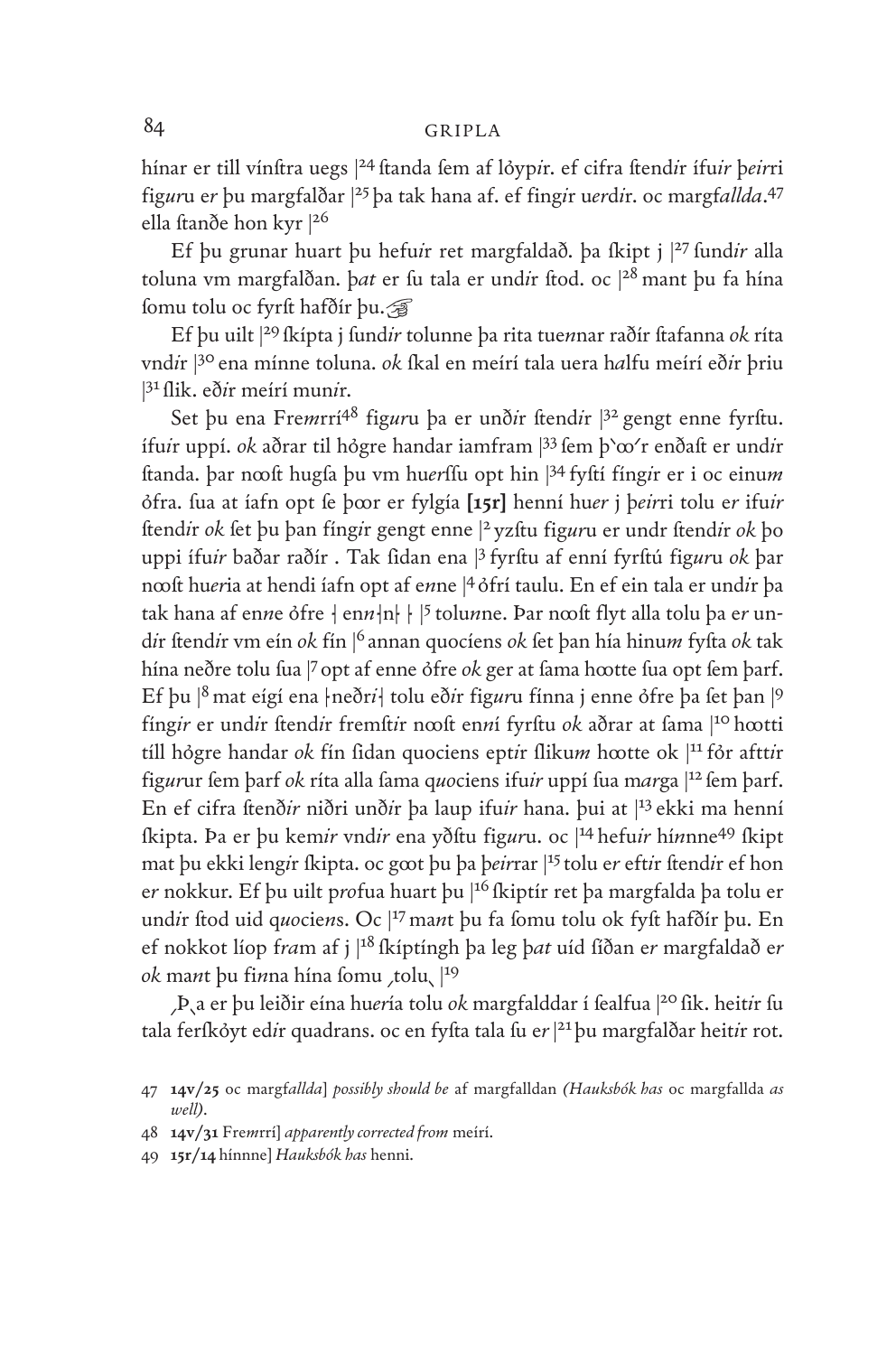hínar er till vínſtra uegs |[24] ſtanda ſem af lỏyp*i*r. ef cifra ſtend*i*r ífu*i*r þ*ei*rri fig*ur*u e*r* þu margfalðar |[25] þa tak hana af. ef fing*i*r u*er*d*i*r. oc margf*allda*.[47] ella ſtanðe hon kyr |[26]

Ef þu grunar huart þu hefu*i*r ret margfaldað. þa ſkipt j |[27] ſund*i*r alla toluna vm margfalðan. þ*at* er ſu tala er und*i*r ſtod. oc |[28] mant þu fa hína ſomu tolu oc fyrſt hafðír þu.☞

Ef þu uilt |[29] ſkípta j ſund*i*r tolunne þa rita tue*n*nar raðír ſtafanna *ok* ríta vnd*i*r |[30] ena mínne toluna. *ok* ſkal en meírí tala uera h*a*lfu meírí eð*i*r þriu |[31] ſlik. eð*i*r meírí mun*i*r.

Set þu ena Fre*m*rrí[48] fig*ur*u þa er unð*i*r ſtend*i*r |[32] gengt enne fyrſtu. ífu*i*r uppí. *ok* aðrar til hỏgre handar iamfram |[33] ſem þ`ꝏ´r enðaſt er und*i*r ſtanda. þar nꝏſt hugſa þu vm hu*er*ſſu opt hin |[34] fyſtí fíng*i*r er i oc einu*m* ỏfra. ſua at íafn opt ſe þꝏr er fylgía **[15r]** henní hu*er* j þ*ei*rri tolu e*r* ifu*i*r ſtend*i*r *ok* ſet þu þan fíng*i*r gengt enne |[2] yzſtu fig*ur*u er undr ſtend*i*r *ok* þo uppi ífu*i*r baðar raðír . Tak ſidan ena |[3] fyrſtu af enní fyrſtú fig*ur*u *ok* þar nꝏſt hu*er*ia at hendi íafn opt af e*n*ne |[4] ỏfrí taulu. En ef ein tala er und*i*r þa tak hana af en*n*e ỏfre ⸠ en*n*⸠n⸡ ⸡ |[5] tolu*n*ne. Þar nꝏſt flyt alla tolu þa e*r* und*i*r ſtend*i*r vm eín *ok* fín |[6] annan quocíens *ok* ſet þan hía hinu*m* fyſta *ok* tak hína neðre tolu ſua |[7] opt af enne ỏfre *ok* ger at ſama hꝏtte ſua opt ſem þarf. Ef þu |[8] mat eígí ena ⸡neðr*i*⸠ tolu eð*i*r fig*ur*u fínna j enne ỏfre þa ſet þan |[9] fíng*i*r er und*i*r ſtend*i*r fremſt*i*r nꝏſt en*n*í fyrſtu *ok* aðrar at ſama |[10] hꝏtti tíll hỏgre handar *ok* fín ſidan quociens ept*i*r ſliku*m* hꝏtte ok |[11] fỏr aftt*i*r fig*ur*ur ſem þarf *ok* ríta alla ſama q*uo*ciens ifu*i*r uppí ſua m*arg*a |[12] ſem þarf. En ef cifra ſtenð*i*r niðri unð*i*r þa laup ifu*i*r hana. þui at |[13] ekki ma henní ſkipta. Þa er þu kem*i*r vnd*i*r ena yðſtu fig*ur*u. oc |[14] hefu*i*r hí*n*nne[49] ſkipt mat þu ekki leng*i*r ſkipta. oc gꝏt þu þa þ*ei*rrar |[15] tolu e*r* eft*i*r ſtend*i*r ef hon e*r* nokkur. Ef þu uilt p*ro*fua huart þu |[16] ſkiptír ret þa margfalda þa tolu er und*i*r ſtod uid q*uo*cie*n*s. Oc |[17] ma*n*t þu fa ſomu tolu ok fyſt hafðír þu. En ef nokkot líop fr*a*m af j |[18] ſkíptíngh þa leg þ*at* uíd ſíðan e*r* margfaldað e*r* *ok* ma*n*t þu fi*n*na hína ſomu ⸌tolu⸍ |[19]

⸌Þ⸍a er þu leiðir eína hu*er*ía tolu *ok* margfalddar í ſealfua |[20] ſik. heit*i*r ſu tala ferſkỏyt ed*i*r quadrans. oc en fyſta tala ſu e*r* |[21] þu margfalðar heit*i*r rot.

47 **14v/25** oc margf*allda*] *possibly should be* af margfalldan *(Hauksbók has* oc margfallda *as well).*

48 **14v/31** Fre*m*rrí] *apparently corrected from* meírí.

49 **15r/14** hí*n*nne] *Hauksbók has* henni.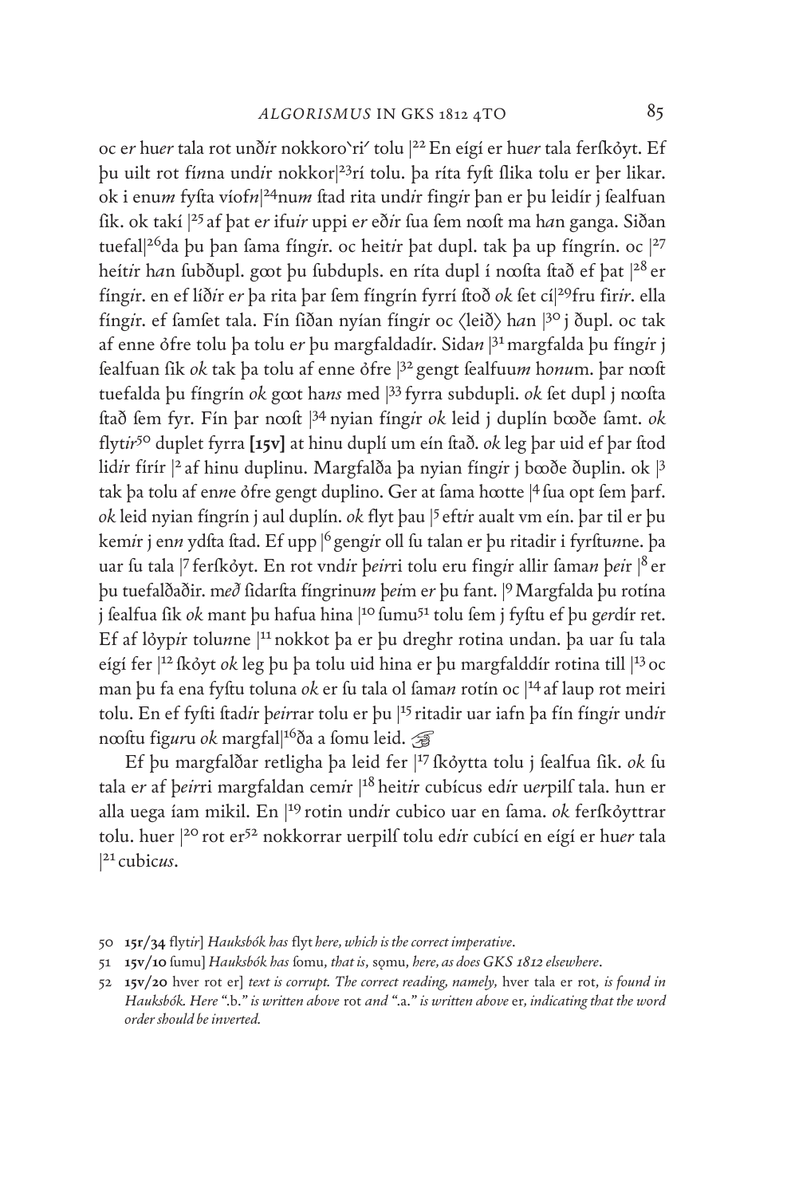oc e*r* hu*er* tala rot unð*ir* nokkoro`ri´ tolu |[22] En eígí er hu*er* tala ferſkǒyt. Ef þu uilt rot fí*n*na und*ir* nokkor|[23]rí tolu. þa ríta fyſt ſlika tolu er þer likar. ok i enu*m* fyſta víofn|[24]nu*m* ſtad rita und*ir* fing*ir* þan er þu leidír j ſealfuan ſik. ok takí |[25] af þat e*r* ifu*ir* uppi e*r* eð*ir* ſua ſem nooſt ma h*a*n ganga. Siðan tuefal|[26]da þu þan ſama fíng*ir*. oc heit*ir* þat dupl. tak þa up fíngrín. oc |[27] heít*ir* h*a*n ſubðupl. goot þu ſubdupls. en ríta dupl í nooſta ſtað ef þat |[28] er fíng*ir*. en ef líð*ir* e*r* þa rita þar ſem fíngrín fyrrí ſtoð *ok* ſet cí|[29]fru fir*ir*. ella fíng*ir*. ef ſamſet tala. Fín ſiðan nyían fíng*ir* oc ⟨leið⟩ h*a*n |[30] j ðupl. oc tak af enne ǒfre tolu þa tolu e*r* þu margfaldadír. Sida*n* |[31] margfalda þu fíng*ir* j ſealfuan ſik *ok* tak þa tolu af enne ǒfre |[32] gengt ſealfuu*m* h*onu*m. þar nooſt tuefalda þu fíngrín *ok* goot ha*ns* med |[33] fyrra ſubdupli. *ok* ſet dupl j nooſta ſtað ſem fyr. Fín þar nooſt |[34] nyian fíng*ir* *ok* leid j duplín bꝍðe ſamt. *ok* flyt*ir*[50] duplet fyrra **[15v]** at hinu duplí um eín ſtað. *ok* leg þar uid ef þar ſtod lid*ir* fírír |[2] af hinu duplinu. Margfalða þa nyian fíng*ir* j bꝍðe ðuplin. ok |[3] tak þa tolu af en*ne* ǒfre gengt duplino. Ger at ſama hꝍtte |[4] ſua opt ſem þarf. *ok* leid nyian fíngrín j aul duplín. *ok* flyt þau |[5] eft*ir* aualt vm eín. þar til er þu kem*ir* j en*n* ydſta ſtad. Ef upp |[6] geng*ir* oll ſu talan er þu ritadir i fyrſtu*n*ne. þa uar ſu tala |[7] ferſkǒyt. En rot vnd*ir* þ*eir*ri tolu eru fing*ir* allir ſama*n* þ*ei*r |[8] er þu tuefalðaðir. m*eð* ſidarſta fíngrinu*m* þ*ei*m e*r* þu fant. |[9] Margfalda þu rotína j ſealfua ſik *ok* mant þu hafua hina |[10] ſumu[51] tolu ſem j fyſtu ef þu g*e*rdír ret. Ef af lǒyp*ir* tolu*n*ne |[11] nokkot þa er þu dreghr rotina undan. þa uar ſu tala eígí fer |[12] ſkǒyt *ok* leg þu þa tolu uid hina er þu margfalddír rotina till |[13] oc man þu fa ena fyſtu toluna *ok* er ſu tala ol ſama*n* rotín oc |[14] af laup rot meiri tolu. En ef fyſti ſtad*ir* þ*eir*rar tolu er þu |[15] ritadir uar iafn þa fín fíng*ir* und*ir* nooſtu fig*ur*u *ok* margfal|[16]ða a ſomu leid. ☞

Ef þu margfalðar retligha þa leid fer |[17] ſkǒytta tolu j ſealfua ſik. *ok* ſu tala e*r* af þ*eir*ri margfaldan cem*ir* |[18] heit*ir* cubícus ed*ir* u*er*pilſ tala. hun er alla uega íam mikil. En |[19] rotin und*ir* cubico uar en ſama. *ok* ferſkǒyttrar tolu. huer |[20] rot er[52] nokkorrar uerpilſ tolu ed*ir* cubící en eígí er hu*er* tala |[21] cubic*us*.

---

50 **15r/34** flyt*ir*] *Hauksbók has* flyt *here, which is the correct imperative.*

51 **15v/10** ſumu] *Hauksbók has* ſomu, *that is,* sǫmu, *here, as does GKS 1812 elsewhere.*

52 **15v/20** hver rot er] *text is corrupt. The correct reading, namely,* hver tala er rot, *is found in Hauksbók. Here* ".b." *is written above* rot *and* ".a." *is written above* er, *indicating that the word order should be inverted.*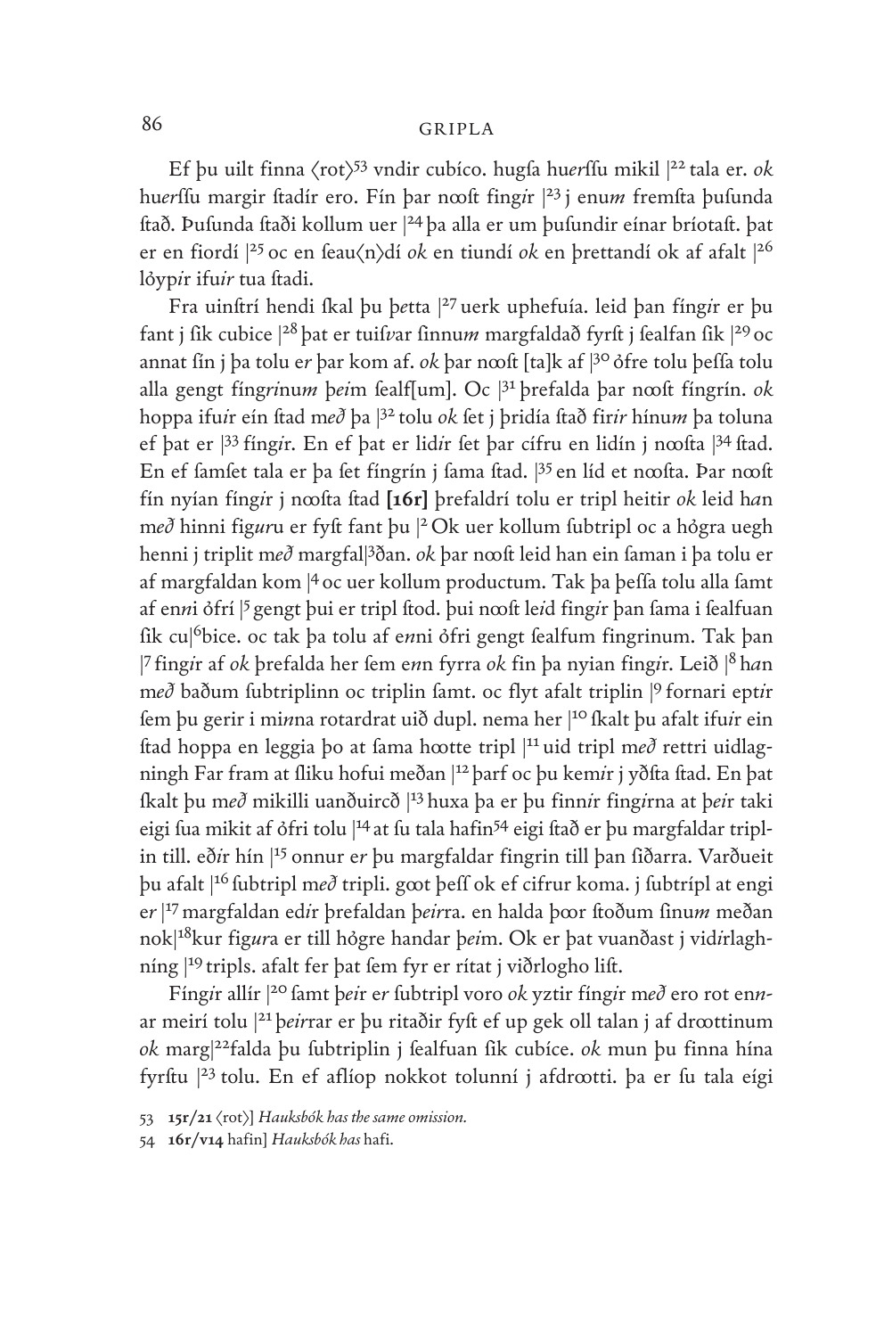Ef þu uilt finna ⟨rot⟩[53] vndir cubíco. hugſa hu*er*ſſu mikil |[22] tala er. *ok* hu*er*ſſu margir ſtadír ero. Fín þar nooſt fing*ir* |[23] j enu*m* fremſta þuſunda ſtað. Þuſunda ſtaði kollum uer |[24] þa alla er um þuſundir eínar bríotaſt. þat er en fiordí |[25] oc en ſeau⟨n⟩dí *ok* en tiundí *ok* en þrettandí ok af afalt |[26] lȯyp*ir* ifu*ir* tua ſtadi.

Fra uinſtrí hendi ſkal þu þ*e*tta |[27] uerk uphefuía. leid þan fíng*ir* er þu fant j ſik cubice |[28] þat er tuiſ*v*ar ſinnu*m* margfaldað fyrſt j ſealfan ſik |[29] oc annat ſin j þa tolu e*r* þar kom af. *ok* þar nooſt [ta]k af |[30] ȯfre tolu þeſſa tolu alla gengt fíng*r*inu*m* þ*ei*m ſealf[um]. Oc |[31] þrefalda þar nooſt fíngrín. *ok* hoppa ifu*ir* eín ſtad m*eð* þa |[32] tolu *ok* ſet j þridía ſtað fir*ir* hínu*m* þa toluna ef þat er |[33] fíng*ir*. En ef þat er lid*ir* ſet þar cífru en lidín j nooſta |[34] ſtad. En ef ſamſet tala er þa ſet fíngrín j ſama ſtad. |[35] en líd et nooſta. Þar nooſt fín nyían fing*ir* j nooſta ſtad **[16r]** þrefaldrí tolu er tripl heitir *ok* leid h*a*n m*eð* hinni fig*ur*u er fyſt fant þu |[2] Ok uer kollum ſubtripl oc a hȯgra uegh henni j triplit m*eð* margfal|[3]ðan. *ok* þar nooſt leid han ein ſaman i þa tolu er af margfaldan kom |[4] oc uer kollum productum. Tak þa þeſſa tolu alla ſamt af en*n*i ȯfrí |[5] gengt þui er tripl ſtod. þui nooſt le*i*d fing*ir* þan ſama i ſealfuan ſik cu|[6]bice. oc tak þa tolu af e*n*ni ȯfri gengt ſealfum fingrinum. Tak þan |[7] fing*ir* af *ok* þrefalda her ſem e*n*n fyrra *ok* fin þa nyian fing*ir*. Leið |[8] h*a*n m*eð* baðum ſubtriplinn oc triplin ſamt. oc flyt afalt triplin |[9] fornari ept*ir* ſem þu gerir i mi*n*na rotardrat uið dupl. nema her |[10] ſkalt þu afalt ifu*ir* ein ſtad hoppa en leggia þo at ſama hœtte tripl |[11] uid tripl m*eð* rettri uidlagningh Far fram at ſliku hofui meðan |[12] þarf oc þu kem*ir* j yðſta ſtad. En þat ſkalt þu m*eð* mikilli uanðuircð |[13] huxa þa er þu finn*ir* fing*ir*na at þ*ei*r taki eigi ſua mikit af ȯfri tolu |[14] at ſu tala hafin[54] eigi ſtað er þu margfaldar tripl-in till. eð*ir* hín |[15] onnur e*r* þu margfaldar fingrin till þan ſiðarra. Varðueit þu afalt |[16] ſubtripl m*eð* tripli. goot þeſſ ok ef cifrur koma. j ſubtrípl at engi e*r* |[17] margfaldan ed*ir* þrefaldan þ*eir*ra. en halda þoor ſtoðum ſinu*m* meðan nok|[18]kur fig*ur*a er till hȯgre handar þ*ei*m. Ok er þat vuanðaſt j vid*ir*lagh-níng |[19] tripls. afalt fer þat ſem fyr er rítat j viðrlogho liſt.

Fíng*ir* allír |[20] ſamt þ*eir* e*r* ſubtripl voro *ok* yztir fíng*ir* m*eð* ero rot en*n*ar meirí tolu |[21] þ*eir*rar er þu ritaðir fyſt ef up gek oll talan j af drœttinum *ok* marg|[22]falda þu ſubtriplin j ſealfuan ſik cubíce. *ok* mun þu finna hína fyrſtu |[23] tolu. En ef aflíop nokkot tolunní j afdrœtti. þa er ſu tala eígi

53 **15r/21** ⟨rot⟩] *Hauksbók has the same omission.*

54 **16r/v14** hafin] *Hauksbók has* hafi.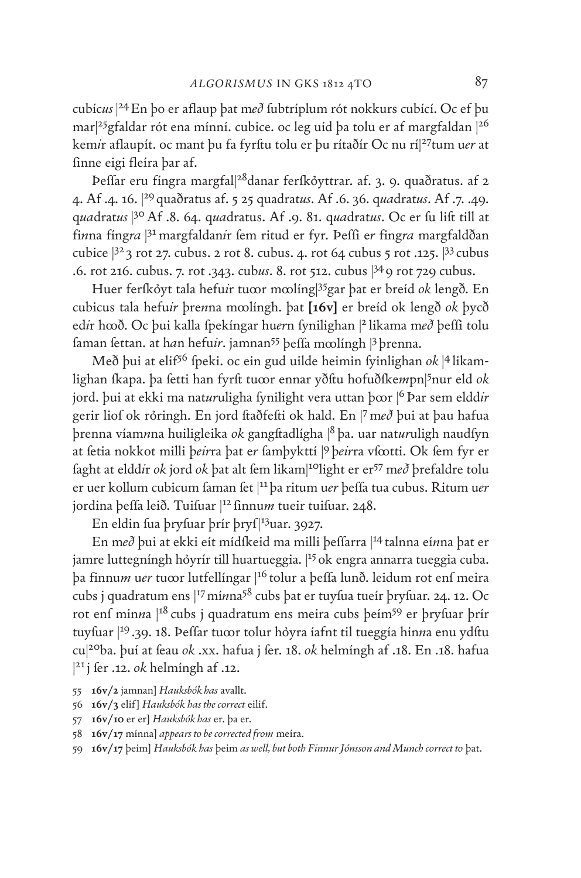cubíc*us* |[24] En þo er aflaup þat m*eð* ſubtríplum rót nokkurs cubící. Oc ef þu mar|[25]gfaldar rót ena mínní. cubice. oc leg uíd þa tolu er af margfaldan |[26] kem*ir* aflaupít. oc mant þu fa fyrſtu tolu er þu rítaðír Oc nu rí|[27]tum u*er* at ſinne eigi fleíra þar af.

Þeſſar eru fíngra margfal|[28]danar ferſkǫyttrar. af. 3. 9. quaðratus. af 2 4. Af .4. 16. |[29] quaðratus af. 5 25 quadrat*us*. Af .6. 36. q*ua*drat*us*. Af .7. .49. q*ua*drat*us* |[30] Af .8. 64. q*ua*dratus. Af .9. 81. q*ua*drat*us*. Oc er ſu liſt till at fi*nn*a fíngra |[31] margfaldani*r* ſem ritud er fyr. Þeſſi e*r* fing*ra* margfaldðan cubice |[32] 3 rot 27. cubus. 2 rot 8. cubus. 4. rot 64 cubus 5 rot .125. |[33] cubus .6. rot 216. cubus. 7. rot .343. cub*us*. 8. rot 512. cubus |[34] 9 rot 729 cubus.

Huer ferſkǫyt tala hefu*ir* tuoor mœlíng|[35]gar þat er breíd *ok* lengð. En cubicus tala hefu*ir* þre*n*na mœlíngh. þat **[16v]** er breíd ok lengð *ok* þycð ed*ir* hœð. Oc þui kalla ſpekíngar hu*ern* ſynilighan |[2] likama m*eð* þeſſi tolu ſaman ſettan. at h*a*n hefu*ir*. jamnan[55] þeſſa mœlíngh |[3] þrenna.

Með þui at elif[56] ſpeki. oc ein gud uilde heimin ſyinlighan *ok* |[4] likamlighan ſkapa. þa ſetti han fyrſt tuoor ennar yðſtu hofuðſke*m*pn|[5]nur eld *ok* jord. þui at ekki ma nat*ur*ligha ſynilight vera uttan þœr |[6] Þar sem eldd*ir* gerir lioſ ok rǫringh. En jord ſtaðfeſti ok hald. En |[7] m*eð* þui at þau hafua þrenna víam*n*na huiligleika *ok* gangſtadlígha |[8] þa. uar nat*ur*uligh naudſyn at ſetia nokkot milli þ*eir*ra þat e*r* ſamþykttí |[9] þ*eir*ra vſœtti. Ok ſem fyr er ſaght at eldd*ir* *ok* jord *ok* þat alt ſem likam|[10]light er er[57] m*eð* þrefaldre tolu er uer kollum cubicum ſaman ſet |[11] þa ritum u*er* þeſſa tua cubus. Ritum u*er* jordina þeſſa leið. Tuiſuar |[12] ſinnu*m* tueir tuiſuar. 248.

En eldin ſua þryſuar þrír þryſ|[13]uar. 3927.

En m*eð* þui at ekki eít mídſkeid ma milli þeſſarra |[14] talnna eí*n*na þat er jamre luttegníngh hǫyrír till huartueggia. |[15] ok engra annarra tueggia cuba. þa finnu*m* u*er* tuoor lutfellíngar |[16] tolur a þeſſa lunð. leidum rot enſ meira cubs j quadratum ens |[17] mí*n*na[58] cubs þat er tuyſua tueír þryſuar. 24. 12. Oc rot enſ min*n*a |[18] cubs j quadratum ens meira cubs þeím[59] er þryſuar þrír tuyſuar |[19] .39. 18. Þeſſar tuoor tolur hǫyra íafnt til tueggía hin*n*a enu ydſtu cu|[20]ba. þuí at ſeau *ok* .xx. hafua j ſer. 18. *ok* helmíngh af .18. En .18. hafua |[21] j ſer .12. *ok* helmíngh af .12.

55 **16v/2** jamnan] *Hauksbók has* avallt.

56 **16v/3** elif] *Hauksbók has the correct* eilif.

57 **16v/10** er er] *Hauksbók has* er. þa er.

58 **16v/17** mínna] *appears to be corrected from* meíra.

59 **16v/17** þeím] *Hauksbók has* þeim *as well, but both Finnur Jónsson and Munch correct to* þat.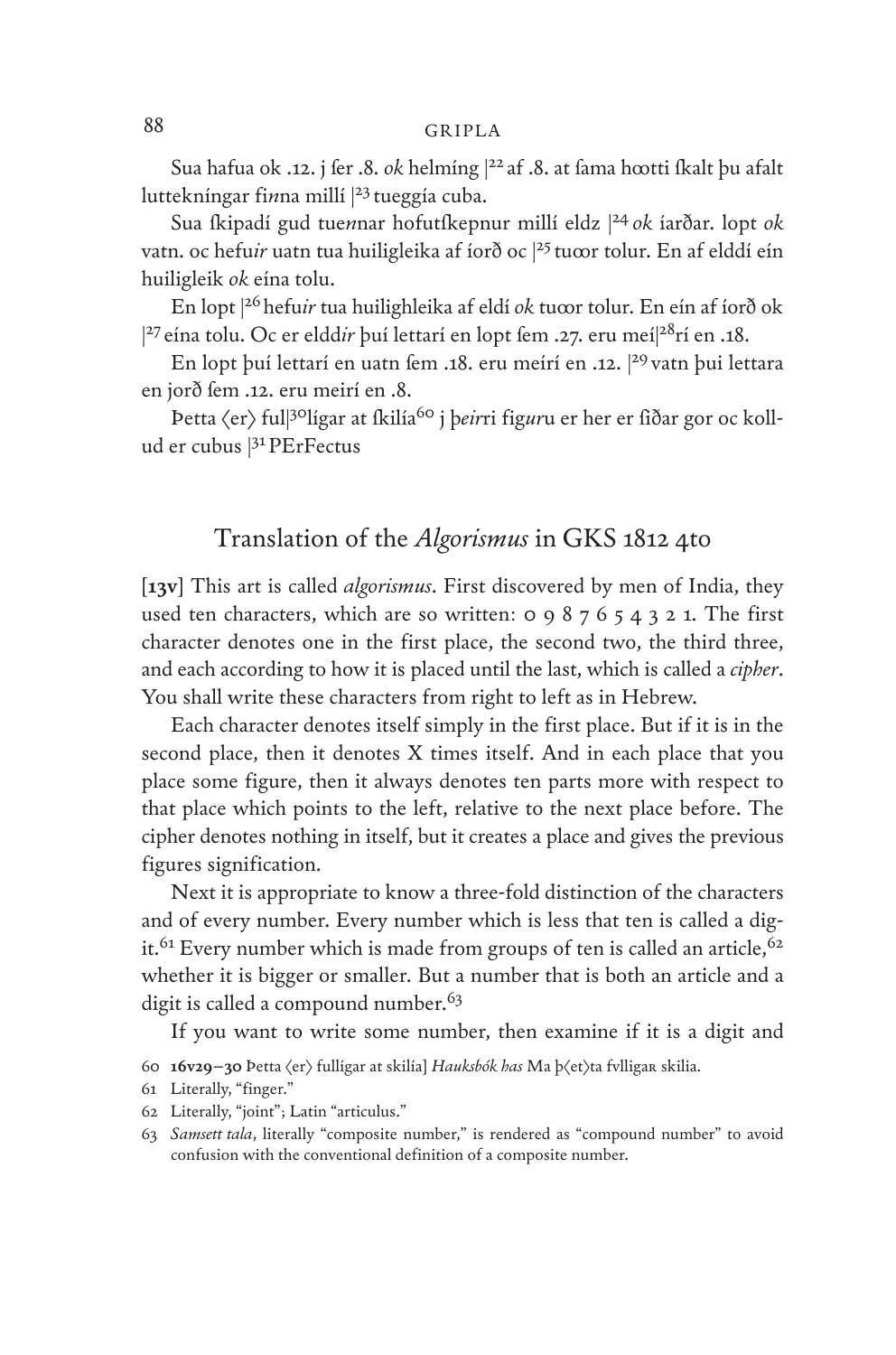Sua hafua ok .12. j ſer .8. *ok* helmíng |[22] af .8. at ſama hꝍtti ſkalt þu afalt luttekníngar fi*nn*a millí |[23] tueggía cuba.

Sua ſkipadí gud tue*nn*ar hofutſkepnur millí eldz |[24] *ok* íarðar. lopt *ok* vatn. oc hefu*ir* uatn tua huiligleika af íorð oc |[25] tuꝍr tolur. En af elddí eín huiligleik *ok* eína tolu.

En lopt |[26] hefu*ir* tua huilighleika af eldí *ok* tuꝍr tolur. En eín af íorð ok |[27] eína tolu. Oc er eldd*ir* þuí lettarí en lopt ſem .27. eru meí|[28]rí en .18.

En lopt þuí lettarí en uatn ſem .18. eru meírí en .12. |[29] vatn þui lettara en jorð ſem .12. eru meirí en .8.

Þetta ⟨er⟩ ful|[30]lígar at ſkilía[60] j þ*eir*ri fig*ur*u er her er ſiðar gor oc kollud er cubus |[31] PErFectus

## Translation of the *Algorismus* in GKS 1812 4to

[**13v**] This art is called *algorismus*. First discovered by men of India, they used ten characters, which are so written: 0 9 8 7 6 5 4 3 2 1. The first character denotes one in the first place, the second two, the third three, and each according to how it is placed until the last, which is called a *cipher*. You shall write these characters from right to left as in Hebrew.

Each character denotes itself simply in the first place. But if it is in the second place, then it denotes X times itself. And in each place that you place some figure, then it always denotes ten parts more with respect to that place which points to the left, relative to the next place before. The cipher denotes nothing in itself, but it creates a place and gives the previous figures signification.

Next it is appropriate to know a three-fold distinction of the characters and of every number. Every number which is less that ten is called a digit.[61] Every number which is made from groups of ten is called an article,[62] whether it is bigger or smaller. But a number that is both an article and a digit is called a compound number.[63]

If you want to write some number, then examine if it is a digit and

60 **16v29–30** Þetta ⟨er⟩ fullígar at skilía] *Hauksbók has* Ma þ⟨et⟩ta fvlligaʀ skilia.

61 Literally, "finger."

62 Literally, "joint"; Latin "articulus."

63 *Samsett tala*, literally "composite number," is rendered as "compound number" to avoid confusion with the conventional definition of a composite number.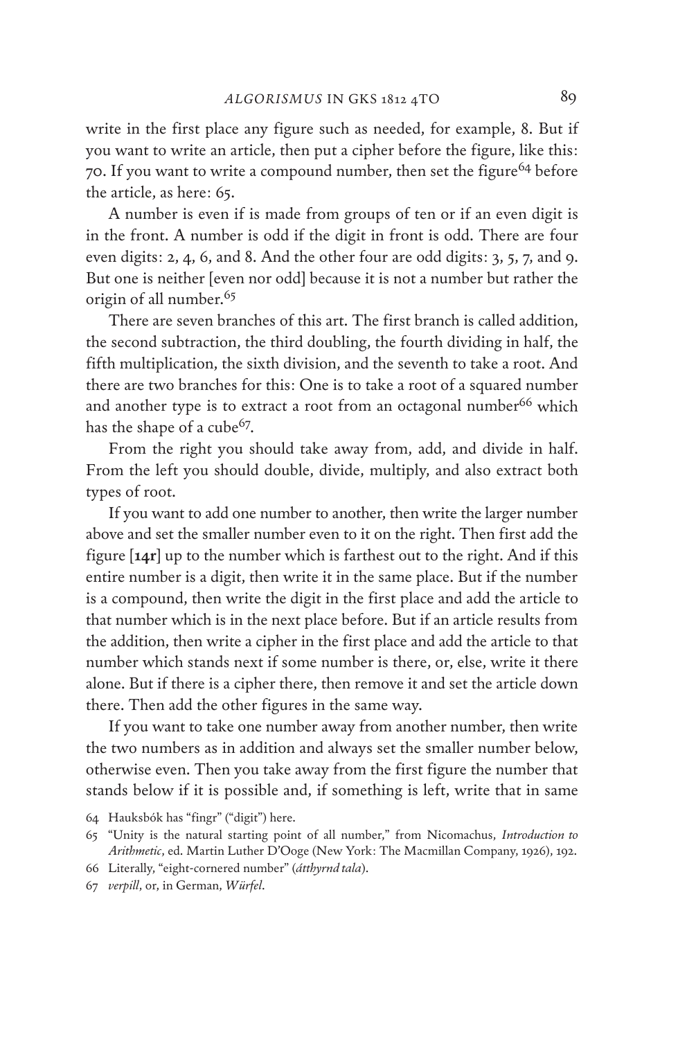write in the first place any figure such as needed, for example, 8. But if you want to write an article, then put a cipher before the figure, like this: 70. If you want to write a compound number, then set the figure[64] before the article, as here: 65.

A number is even if is made from groups of ten or if an even digit is in the front. A number is odd if the digit in front is odd. There are four even digits: 2, 4, 6, and 8. And the other four are odd digits: 3, 5, 7, and 9. But one is neither [even nor odd] because it is not a number but rather the origin of all number.[65]

There are seven branches of this art. The first branch is called addition, the second subtraction, the third doubling, the fourth dividing in half, the fifth multiplication, the sixth division, and the seventh to take a root. And there are two branches for this: One is to take a root of a squared number and another type is to extract a root from an octagonal number[66] which has the shape of a cube[67].

From the right you should take away from, add, and divide in half. From the left you should double, divide, multiply, and also extract both types of root.

If you want to add one number to another, then write the larger number above and set the smaller number even to it on the right. Then first add the figure [**14r**] up to the number which is farthest out to the right. And if this entire number is a digit, then write it in the same place. But if the number is a compound, then write the digit in the first place and add the article to that number which is in the next place before. But if an article results from the addition, then write a cipher in the first place and add the article to that number which stands next if some number is there, or, else, write it there alone. But if there is a cipher there, then remove it and set the article down there. Then add the other figures in the same way.

If you want to take one number away from another number, then write the two numbers as in addition and always set the smaller number below, otherwise even. Then you take away from the first figure the number that stands below if it is possible and, if something is left, write that in same

64 Hauksbók has "fingr" ("digit") here.

65 "Unity is the natural starting point of all number," from Nicomachus, *Introduction to Arithmetic*, ed. Martin Luther D'Ooge (New York: The Macmillan Company, 1926), 192.

66 Literally, "eight-cornered number" (*átthyrnd tala*).

67 *verpill*, or, in German, *Würfel*.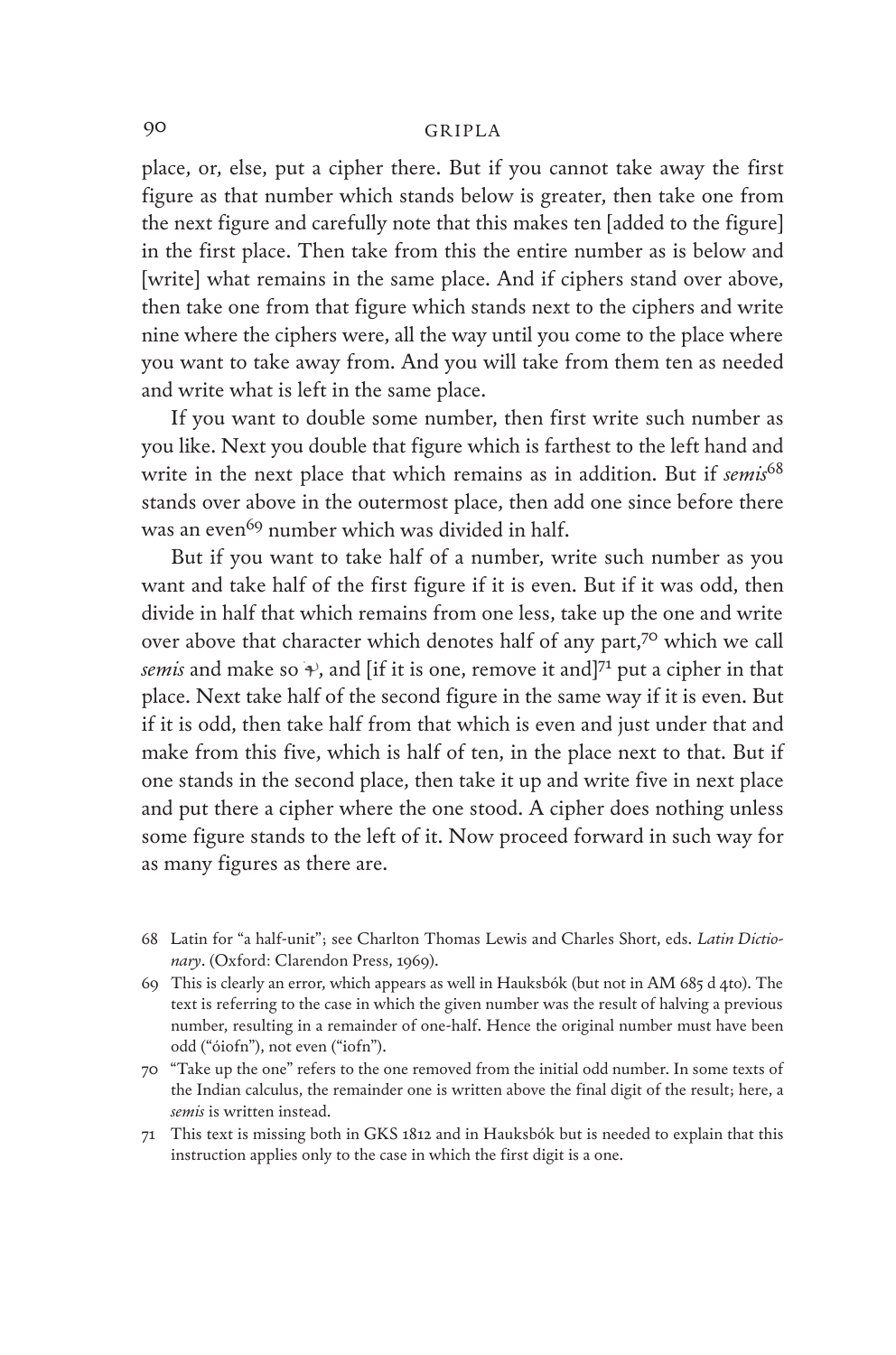place, or, else, put a cipher there. But if you cannot take away the first figure as that number which stands below is greater, then take one from the next figure and carefully note that this makes ten [added to the figure] in the first place. Then take from this the entire number as is below and [write] what remains in the same place. And if ciphers stand over above, then take one from that figure which stands next to the ciphers and write nine where the ciphers were, all the way until you come to the place where you want to take away from. And you will take from them ten as needed and write what is left in the same place.

If you want to double some number, then first write such number as you like. Next you double that figure which is farthest to the left hand and write in the next place that which remains as in addition. But if *semis*[68] stands over above in the outermost place, then add one since before there was an even[69] number which was divided in half.

But if you want to take half of a number, write such number as you want and take half of the first figure if it is even. But if it was odd, then divide in half that which remains from one less, take up the one and write over above that character which denotes half of any part,[70] which we call *semis* and make so ⅌, and [if it is one, remove it and][71] put a cipher in that place. Next take half of the second figure in the same way if it is even. But if it is odd, then take half from that which is even and just under that and make from this five, which is half of ten, in the place next to that. But if one stands in the second place, then take it up and write five in next place and put there a cipher where the one stood. A cipher does nothing unless some figure stands to the left of it. Now proceed forward in such way for as many figures as there are.

68 Latin for "a half-unit"; see Charlton Thomas Lewis and Charles Short, eds. *Latin Dictionary*. (Oxford: Clarendon Press, 1969).

69 This is clearly an error, which appears as well in Hauksbók (but not in AM 685 d 4to). The text is referring to the case in which the given number was the result of halving a previous number, resulting in a remainder of one-half. Hence the original number must have been odd ("óiofn"), not even ("iofn").

70 "Take up the one" refers to the one removed from the initial odd number. In some texts of the Indian calculus, the remainder one is written above the final digit of the result; here, a *semis* is written instead.

71 This text is missing both in GKS 1812 and in Hauksbók but is needed to explain that this instruction applies only to the case in which the first digit is a one.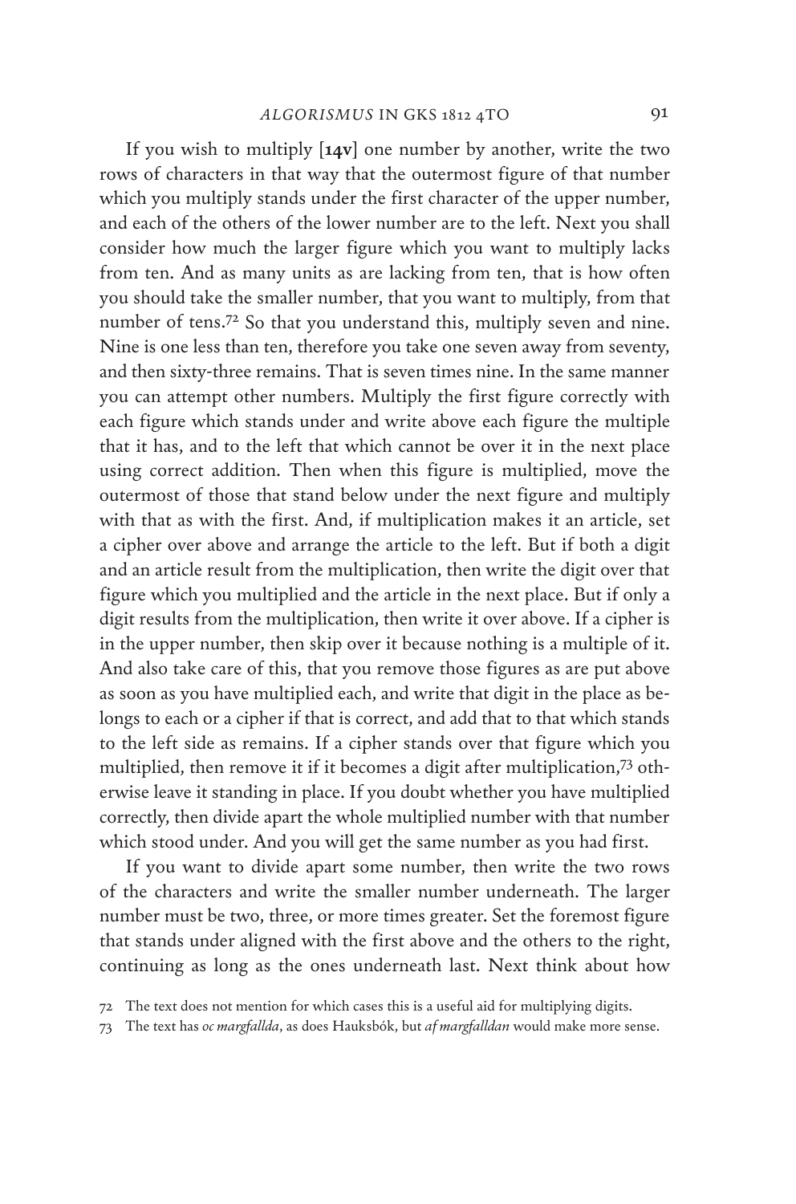If you wish to multiply [**14v**] one number by another, write the two rows of characters in that way that the outermost figure of that number which you multiply stands under the first character of the upper number, and each of the others of the lower number are to the left. Next you shall consider how much the larger figure which you want to multiply lacks from ten. And as many units as are lacking from ten, that is how often you should take the smaller number, that you want to multiply, from that number of tens.[72] So that you understand this, multiply seven and nine. Nine is one less than ten, therefore you take one seven away from seventy, and then sixty-three remains. That is seven times nine. In the same manner you can attempt other numbers. Multiply the first figure correctly with each figure which stands under and write above each figure the multiple that it has, and to the left that which cannot be over it in the next place using correct addition. Then when this figure is multiplied, move the outermost of those that stand below under the next figure and multiply with that as with the first. And, if multiplication makes it an article, set a cipher over above and arrange the article to the left. But if both a digit and an article result from the multiplication, then write the digit over that figure which you multiplied and the article in the next place. But if only a digit results from the multiplication, then write it over above. If a cipher is in the upper number, then skip over it because nothing is a multiple of it. And also take care of this, that you remove those figures as are put above as soon as you have multiplied each, and write that digit in the place as belongs to each or a cipher if that is correct, and add that to that which stands to the left side as remains. If a cipher stands over that figure which you multiplied, then remove it if it becomes a digit after multiplication,[73] otherwise leave it standing in place. If you doubt whether you have multiplied correctly, then divide apart the whole multiplied number with that number which stood under. And you will get the same number as you had first.

If you want to divide apart some number, then write the two rows of the characters and write the smaller number underneath. The larger number must be two, three, or more times greater. Set the foremost figure that stands under aligned with the first above and the others to the right, continuing as long as the ones underneath last. Next think about how

72 The text does not mention for which cases this is a useful aid for multiplying digits.

73 The text has *oc margfallda*, as does Hauksbók, but *af margfalldan* would make more sense.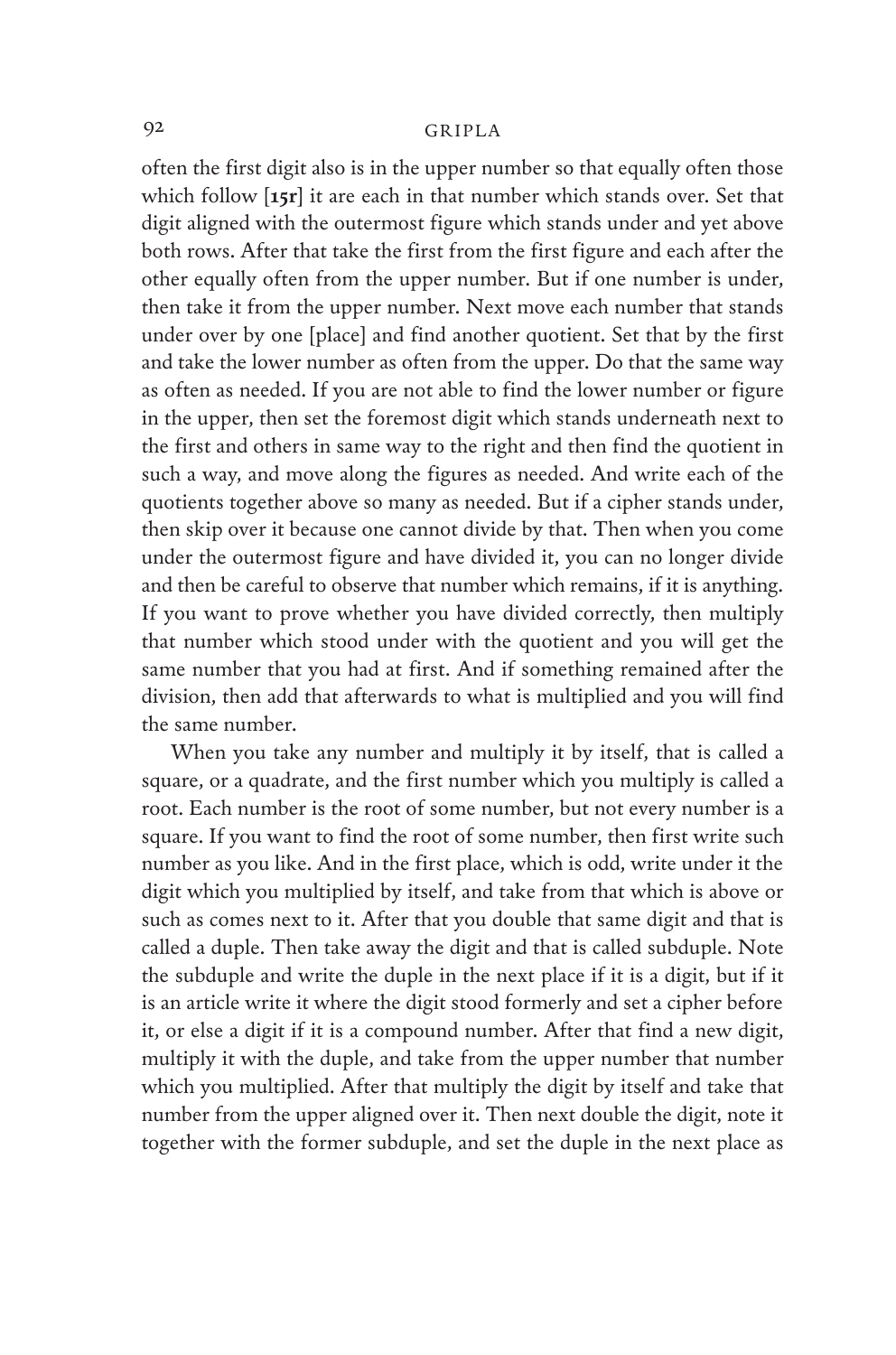often the first digit also is in the upper number so that equally often those which follow [**15r**] it are each in that number which stands over. Set that digit aligned with the outermost figure which stands under and yet above both rows. After that take the first from the first figure and each after the other equally often from the upper number. But if one number is under, then take it from the upper number. Next move each number that stands under over by one [place] and find another quotient. Set that by the first and take the lower number as often from the upper. Do that the same way as often as needed. If you are not able to find the lower number or figure in the upper, then set the foremost digit which stands underneath next to the first and others in same way to the right and then find the quotient in such a way, and move along the figures as needed. And write each of the quotients together above so many as needed. But if a cipher stands under, then skip over it because one cannot divide by that. Then when you come under the outermost figure and have divided it, you can no longer divide and then be careful to observe that number which remains, if it is anything. If you want to prove whether you have divided correctly, then multiply that number which stood under with the quotient and you will get the same number that you had at first. And if something remained after the division, then add that afterwards to what is multiplied and you will find the same number.

When you take any number and multiply it by itself, that is called a square, or a quadrate, and the first number which you multiply is called a root. Each number is the root of some number, but not every number is a square. If you want to find the root of some number, then first write such number as you like. And in the first place, which is odd, write under it the digit which you multiplied by itself, and take from that which is above or such as comes next to it. After that you double that same digit and that is called a duple. Then take away the digit and that is called subduple. Note the subduple and write the duple in the next place if it is a digit, but if it is an article write it where the digit stood formerly and set a cipher before it, or else a digit if it is a compound number. After that find a new digit, multiply it with the duple, and take from the upper number that number which you multiplied. After that multiply the digit by itself and take that number from the upper aligned over it. Then next double the digit, note it together with the former subduple, and set the duple in the next place as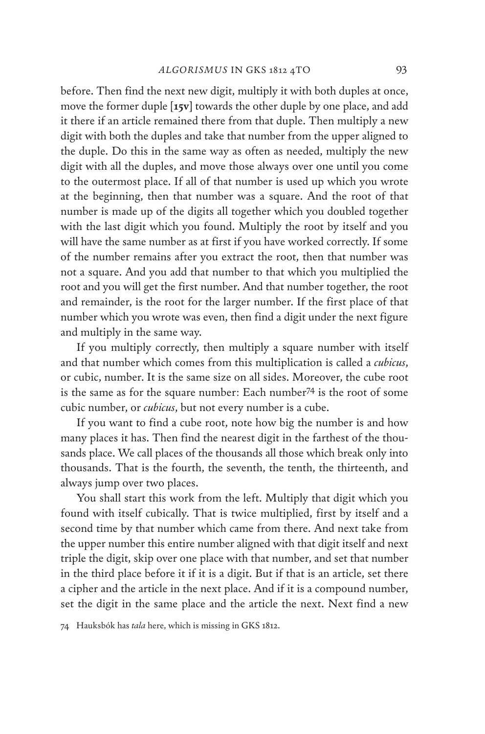before. Then find the next new digit, multiply it with both duples at once, move the former duple [**15v**] towards the other duple by one place, and add it there if an article remained there from that duple. Then multiply a new digit with both the duples and take that number from the upper aligned to the duple. Do this in the same way as often as needed, multiply the new digit with all the duples, and move those always over one until you come to the outermost place. If all of that number is used up which you wrote at the beginning, then that number was a square. And the root of that number is made up of the digits all together which you doubled together with the last digit which you found. Multiply the root by itself and you will have the same number as at first if you have worked correctly. If some of the number remains after you extract the root, then that number was not a square. And you add that number to that which you multiplied the root and you will get the first number. And that number together, the root and remainder, is the root for the larger number. If the first place of that number which you wrote was even, then find a digit under the next figure and multiply in the same way.

If you multiply correctly, then multiply a square number with itself and that number which comes from this multiplication is called a *cubicus*, or cubic, number. It is the same size on all sides. Moreover, the cube root is the same as for the square number: Each number[74] is the root of some cubic number, or *cubicus*, but not every number is a cube.

If you want to find a cube root, note how big the number is and how many places it has. Then find the nearest digit in the farthest of the thousands place. We call places of the thousands all those which break only into thousands. That is the fourth, the seventh, the tenth, the thirteenth, and always jump over two places.

You shall start this work from the left. Multiply that digit which you found with itself cubically. That is twice multiplied, first by itself and a second time by that number which came from there. And next take from the upper number this entire number aligned with that digit itself and next triple the digit, skip over one place with that number, and set that number in the third place before it if it is a digit. But if that is an article, set there a cipher and the article in the next place. And if it is a compound number, set the digit in the same place and the article the next. Next find a new

74 Hauksbók has *tala* here, which is missing in GKS 1812.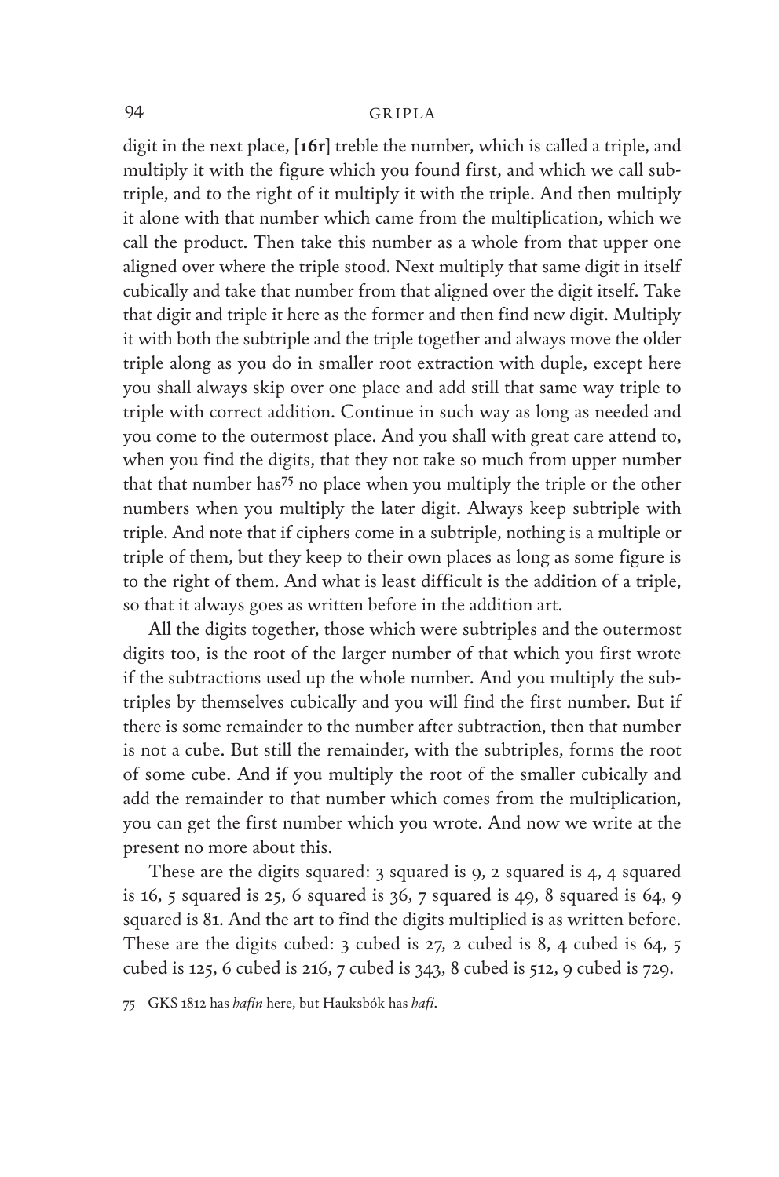digit in the next place, [**16r**] treble the number, which is called a triple, and multiply it with the figure which you found first, and which we call subtriple, and to the right of it multiply it with the triple. And then multiply it alone with that number which came from the multiplication, which we call the product. Then take this number as a whole from that upper one aligned over where the triple stood. Next multiply that same digit in itself cubically and take that number from that aligned over the digit itself. Take that digit and triple it here as the former and then find new digit. Multiply it with both the subtriple and the triple together and always move the older triple along as you do in smaller root extraction with duple, except here you shall always skip over one place and add still that same way triple to triple with correct addition. Continue in such way as long as needed and you come to the outermost place. And you shall with great care attend to, when you find the digits, that they not take so much from upper number that that number has[75] no place when you multiply the triple or the other numbers when you multiply the later digit. Always keep subtriple with triple. And note that if ciphers come in a subtriple, nothing is a multiple or triple of them, but they keep to their own places as long as some figure is to the right of them. And what is least difficult is the addition of a triple, so that it always goes as written before in the addition art.

All the digits together, those which were subtriples and the outermost digits too, is the root of the larger number of that which you first wrote if the subtractions used up the whole number. And you multiply the subtriples by themselves cubically and you will find the first number. But if there is some remainder to the number after subtraction, then that number is not a cube. But still the remainder, with the subtriples, forms the root of some cube. And if you multiply the root of the smaller cubically and add the remainder to that number which comes from the multiplication, you can get the first number which you wrote. And now we write at the present no more about this.

These are the digits squared: 3 squared is 9, 2 squared is 4, 4 squared is 16, 5 squared is 25, 6 squared is 36, 7 squared is 49, 8 squared is 64, 9 squared is 81. And the art to find the digits multiplied is as written before. These are the digits cubed: 3 cubed is 27, 2 cubed is 8, 4 cubed is 64, 5 cubed is 125, 6 cubed is 216, 7 cubed is 343, 8 cubed is 512, 9 cubed is 729.

75 GKS 1812 has *hafin* here, but Hauksbók has *hafi*.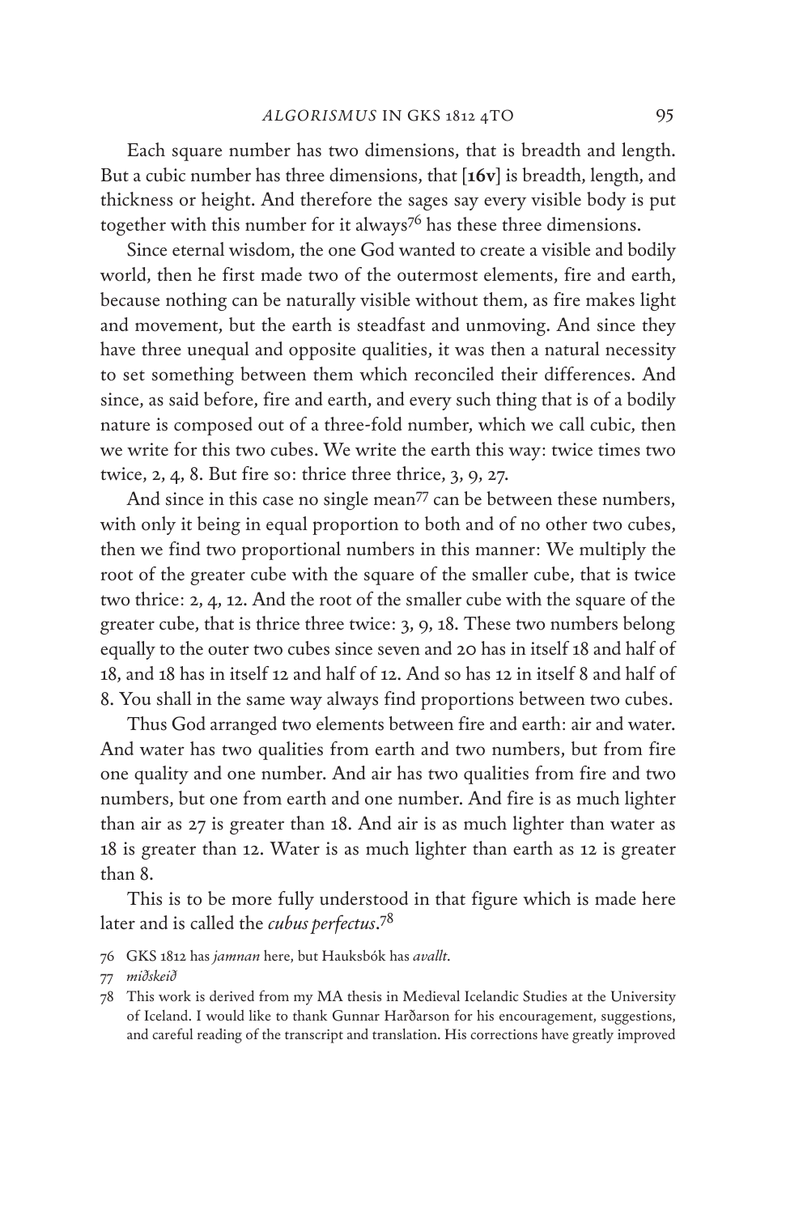Each square number has two dimensions, that is breadth and length. But a cubic number has three dimensions, that [**16v**] is breadth, length, and thickness or height. And therefore the sages say every visible body is put together with this number for it always[76] has these three dimensions.

Since eternal wisdom, the one God wanted to create a visible and bodily world, then he first made two of the outermost elements, fire and earth, because nothing can be naturally visible without them, as fire makes light and movement, but the earth is steadfast and unmoving. And since they have three unequal and opposite qualities, it was then a natural necessity to set something between them which reconciled their differences. And since, as said before, fire and earth, and every such thing that is of a bodily nature is composed out of a three-fold number, which we call cubic, then we write for this two cubes. We write the earth this way: twice times two twice, 2, 4, 8. But fire so: thrice three thrice, 3, 9, 27.

And since in this case no single mean[77] can be between these numbers, with only it being in equal proportion to both and of no other two cubes, then we find two proportional numbers in this manner: We multiply the root of the greater cube with the square of the smaller cube, that is twice two thrice: 2, 4, 12. And the root of the smaller cube with the square of the greater cube, that is thrice three twice: 3, 9, 18. These two numbers belong equally to the outer two cubes since seven and 20 has in itself 18 and half of 18, and 18 has in itself 12 and half of 12. And so has 12 in itself 8 and half of 8. You shall in the same way always find proportions between two cubes.

Thus God arranged two elements between fire and earth: air and water. And water has two qualities from earth and two numbers, but from fire one quality and one number. And air has two qualities from fire and two numbers, but one from earth and one number. And fire is as much lighter than air as 27 is greater than 18. And air is as much lighter than water as 18 is greater than 12. Water is as much lighter than earth as 12 is greater than 8.

This is to be more fully understood in that figure which is made here later and is called the *cubus perfectus*.[78]

76 GKS 1812 has *jamnan* here, but Hauksbók has *avallt*.

77 *miðskeið*

78 This work is derived from my MA thesis in Medieval Icelandic Studies at the University of Iceland. I would like to thank Gunnar Harðarson for his encouragement, suggestions, and careful reading of the transcript and translation. His corrections have greatly improved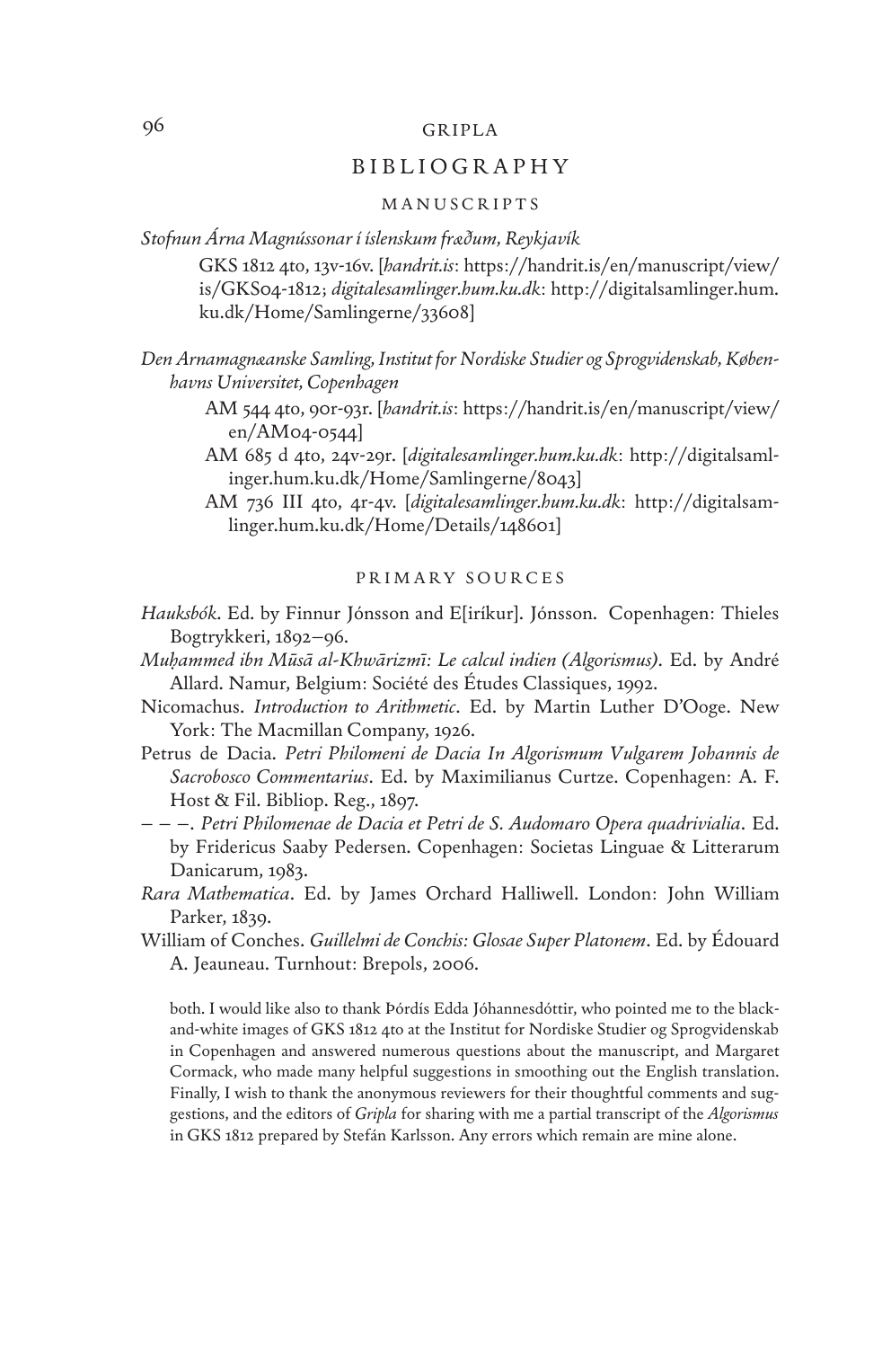## BIBLIOGRAPHY

### MANUSCRIPTS

*Stofnun Árna Magnússonar í íslenskum fræðum, Reykjavík*

GKS 1812 4to, 13v-16v. [*handrit.is*: https://handrit.is/en/manuscript/view/is/GKS04-1812; *digitalesamlinger.hum.ku.dk*: http://digitalsamlinger.hum.ku.dk/Home/Samlingerne/33608]

*Den Arnamagnæanske Samling, Institut for Nordiske Studier og Sprogvidenskab, Københavns Universitet, Copenhagen*

AM 544 4to, 90r-93r. [*handrit.is*: https://handrit.is/en/manuscript/view/en/AM04-0544]

AM 685 d 4to, 24v-29r. [*digitalesamlinger.hum.ku.dk*: http://digitalsamlinger.hum.ku.dk/Home/Samlingerne/8043]

AM 736 III 4to, 4r-4v. [*digitalesamlinger.hum.ku.dk*: http://digitalsamlinger.hum.ku.dk/Home/Details/148601]

### PRIMARY SOURCES

*Hauksbók*. Ed. by Finnur Jónsson and E[iríkur]. Jónsson. Copenhagen: Thieles Bogtrykkeri, 1892–96.

*Muḥammed ibn Mūsā al-Khwārizmī: Le calcul indien (Algorismus)*. Ed. by André Allard. Namur, Belgium: Société des Études Classiques, 1992.

Nicomachus. *Introduction to Arithmetic*. Ed. by Martin Luther D'Ooge. New York: The Macmillan Company, 1926.

Petrus de Dacia. *Petri Philomeni de Dacia In Algorismum Vulgarem Johannis de Sacrobosco Commentarius*. Ed. by Maximilianus Curtze. Copenhagen: A. F. Host & Fil. Bibliop. Reg., 1897.

– – –. *Petri Philomenae de Dacia et Petri de S. Audomaro Opera quadrivialia*. Ed. by Fridericus Saaby Pedersen. Copenhagen: Societas Linguae & Litterarum Danicarum, 1983.

*Rara Mathematica*. Ed. by James Orchard Halliwell. London: John William Parker, 1839.

William of Conches. *Guillelmi de Conchis: Glosae Super Platonem*. Ed. by Édouard A. Jeauneau. Turnhout: Brepols, 2006.

both. I would like also to thank Þórdís Edda Jóhannesdóttir, who pointed me to the black-and-white images of GKS 1812 4to at the Institut for Nordiske Studier og Sprogvidenskab in Copenhagen and answered numerous questions about the manuscript, and Margaret Cormack, who made many helpful suggestions in smoothing out the English translation. Finally, I wish to thank the anonymous reviewers for their thoughtful comments and suggestions, and the editors of *Gripla* for sharing with me a partial transcript of the *Algorismus* in GKS 1812 prepared by Stefán Karlsson. Any errors which remain are mine alone.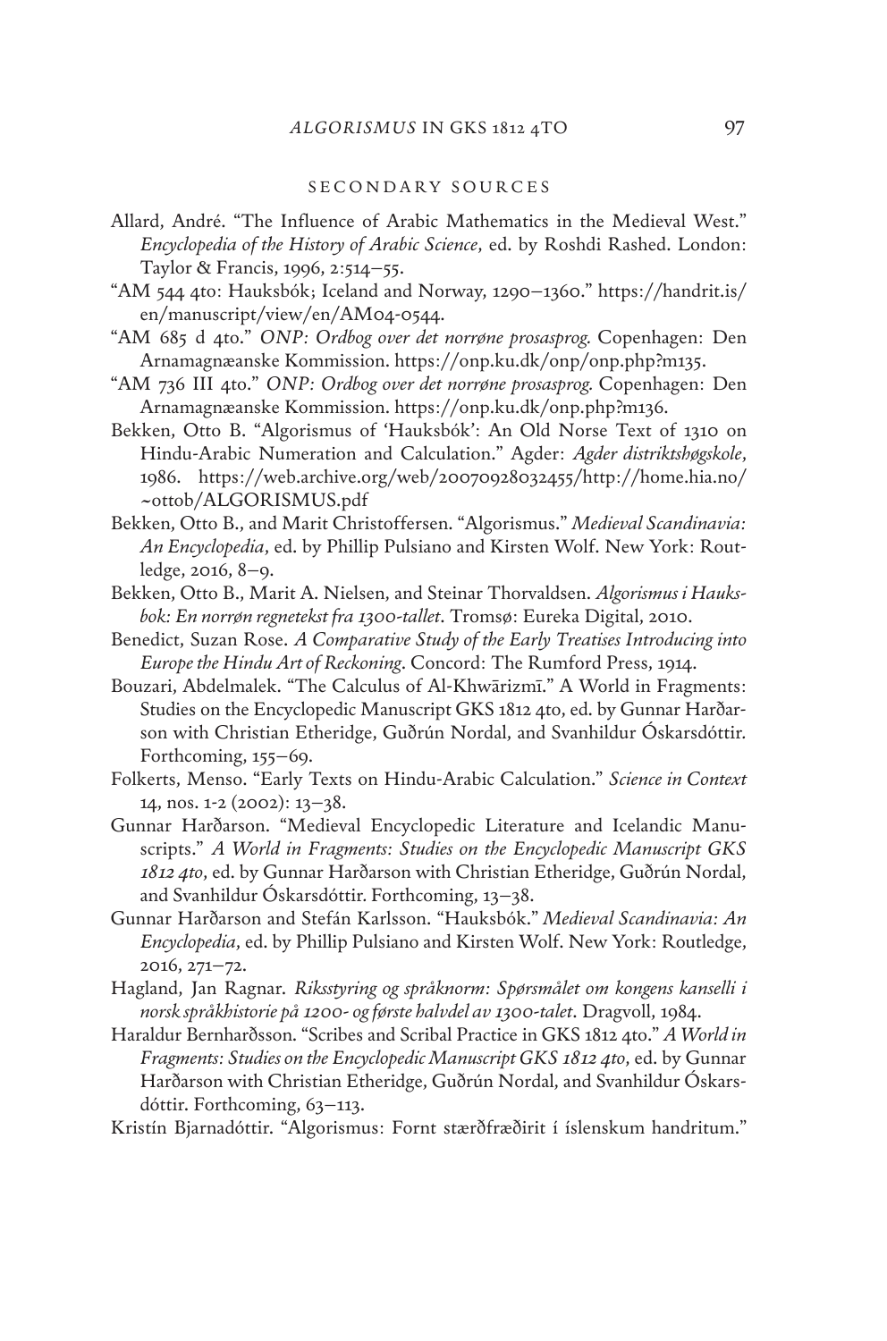## SECONDARY SOURCES

Allard, André. "The Influence of Arabic Mathematics in the Medieval West." *Encyclopedia of the History of Arabic Science*, ed. by Roshdi Rashed. London: Taylor & Francis, 1996, 2:514–55.

"AM 544 4to: Hauksbók; Iceland and Norway, 1290–1360." https://handrit.is/en/manuscript/view/en/AM04-0544.

"AM 685 d 4to." *ONP: Ordbog over det norrøne prosasprog.* Copenhagen: Den Arnamagnæanske Kommission. https://onp.ku.dk/onp/onp.php?m135.

"AM 736 III 4to." *ONP: Ordbog over det norrøne prosasprog.* Copenhagen: Den Arnamagnæanske Kommission. https://onp.ku.dk/onp/onp.php?m136.

Bekken, Otto B. "Algorismus of 'Hauksbók': An Old Norse Text of 1310 on Hindu-Arabic Numeration and Calculation." Agder: *Agder distriktshøgskole*, 1986. https://web.archive.org/web/20070928032455/http://home.hia.no/~ottob/ALGORISMUS.pdf

Bekken, Otto B., and Marit Christoffersen. "Algorismus." *Medieval Scandinavia: An Encyclopedia*, ed. by Phillip Pulsiano and Kirsten Wolf. New York: Routledge, 2016, 8–9.

Bekken, Otto B., Marit A. Nielsen, and Steinar Thorvaldsen. *Algorismus i Hauksbok: En norrøn regnetekst fra 1300-tallet*. Tromsø: Eureka Digital, 2010.

Benedict, Suzan Rose. *A Comparative Study of the Early Treatises Introducing into Europe the Hindu Art of Reckoning*. Concord: The Rumford Press, 1914.

Bouzari, Abdelmalek. "The Calculus of Al-Khwārizmī." A World in Fragments: Studies on the Encyclopedic Manuscript GKS 1812 4to, ed. by Gunnar Harðarson with Christian Etheridge, Guðrún Nordal, and Svanhildur Óskarsdóttir. Forthcoming, 155–69.

Folkerts, Menso. "Early Texts on Hindu-Arabic Calculation." *Science in Context* 14, nos. 1-2 (2002): 13–38.

Gunnar Harðarson. "Medieval Encyclopedic Literature and Icelandic Manuscripts." *A World in Fragments: Studies on the Encyclopedic Manuscript GKS 1812 4to*, ed. by Gunnar Harðarson with Christian Etheridge, Guðrún Nordal, and Svanhildur Óskarsdóttir. Forthcoming, 13–38.

Gunnar Harðarson and Stefán Karlsson. "Hauksbók." *Medieval Scandinavia: An Encyclopedia*, ed. by Phillip Pulsiano and Kirsten Wolf. New York: Routledge, 2016, 271–72.

Hagland, Jan Ragnar. *Riksstyring og språknorm: Spørsmålet om kongens kanselli i norsk språkhistorie på 1200- og første halvdel av 1300-talet*. Dragvoll, 1984.

Haraldur Bernharðsson. "Scribes and Scribal Practice in GKS 1812 4to." *A World in Fragments: Studies on the Encyclopedic Manuscript GKS 1812 4to*, ed. by Gunnar Harðarson with Christian Etheridge, Guðrún Nordal, and Svanhildur Óskarsdóttir. Forthcoming, 63–113.

Kristín Bjarnadóttir. "Algorismus: Fornt stærðfræðirit í íslenskum handritum."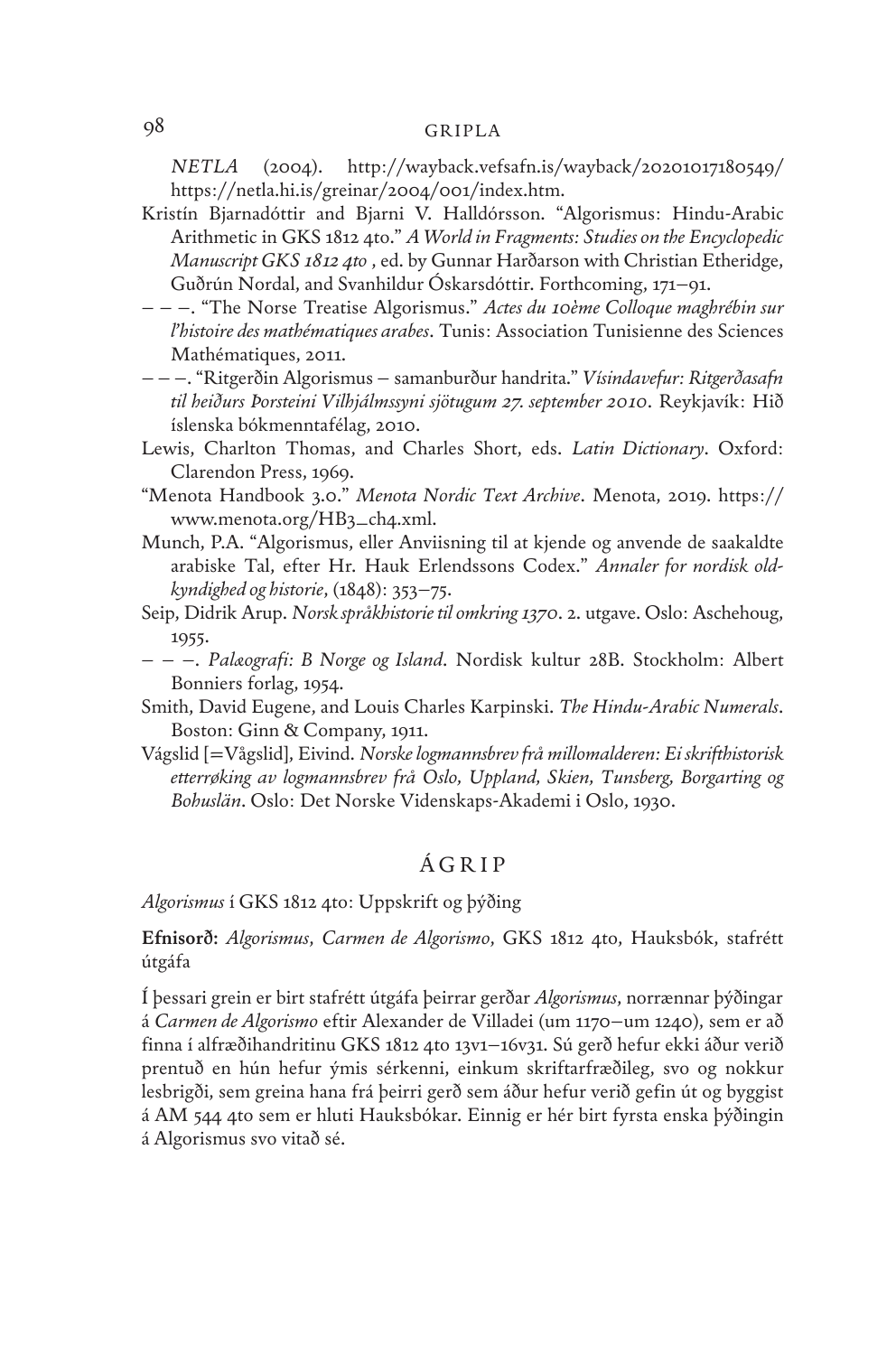*NETLA* (2004). http://wayback.vefsafn.is/wayback/20201017180549/https://netla.hi.is/greinar/2004/001/index.htm.

Kristín Bjarnadóttir and Bjarni V. Halldórsson. "Algorismus: Hindu-Arabic Arithmetic in GKS 1812 4to." *A World in Fragments: Studies on the Encyclopedic Manuscript GKS 1812 4to* , ed. by Gunnar Harðarson with Christian Etheridge, Guðrún Nordal, and Svanhildur Óskarsdóttir. Forthcoming, 171–91.

– – –. "The Norse Treatise Algorismus." *Actes du 10ème Colloque maghrébin sur l'histoire des mathématiques arabes*. Tunis: Association Tunisienne des Sciences Mathématiques, 2011.

– – –. "Ritgerðin Algorismus – samanburður handrita." *Vísindavefur: Ritgerðasafn til heiðurs Þorsteini Vilhjálmssyni sjötugum 27. september 2010*. Reykjavík: Hið íslenska bókmenntafélag, 2010.

Lewis, Charlton Thomas, and Charles Short, eds. *Latin Dictionary*. Oxford: Clarendon Press, 1969.

"Menota Handbook 3.0." *Menota Nordic Text Archive*. Menota, 2019. https://www.menota.org/HB3_ch4.xml.

Munch, P.A. "Algorismus, eller Anviisning til at kjende og anvende de saakaldte arabiske Tal, efter Hr. Hauk Erlendssons Codex." *Annaler for nordisk oldkyndighed og historie*, (1848): 353–75.

Seip, Didrik Arup. *Norsk språkhistorie til omkring 1370*. 2. utgave. Oslo: Aschehoug, 1955.

– – –. *Palæografi: B Norge og Island*. Nordisk kultur 28B. Stockholm: Albert Bonniers forlag, 1954.

Smith, David Eugene, and Louis Charles Karpinski. *The Hindu-Arabic Numerals*. Boston: Ginn & Company, 1911.

Vágslid [=Vågslid], Eivind. *Norske logmannsbrev frå millomalderen: Ei skrifthistorisk etterrøking av logmannsbrev frå Oslo, Uppland, Skien, Tunsberg, Borgarting og Bohuslän*. Oslo: Det Norske Videnskaps-Akademi i Oslo, 1930.

## ÁGRIP

*Algorismus* í GKS 1812 4to: Uppskrift og þýðing

**Efnisorð:** *Algorismus*, *Carmen de Algorismo*, GKS 1812 4to, Hauksbók, stafrétt útgáfa

Í þessari grein er birt stafrétt útgáfa þeirrar gerðar *Algorismus*, norrænnar þýðingar á *Carmen de Algorismo* eftir Alexander de Villadei (um 1170–um 1240), sem er að finna í alfræðihandritinu GKS 1812 4to 13v1–16v31. Sú gerð hefur ekki áður verið prentuð en hún hefur ýmis sérkenni, einkum skriftarfræðileg, svo og nokkur lesbrigði, sem greina hana frá þeirri gerð sem áður hefur verið gefin út og byggist á AM 544 4to sem er hluti Hauksbókar. Einnig er hér birt fyrsta enska þýðingin á Algorismus svo vitað sé.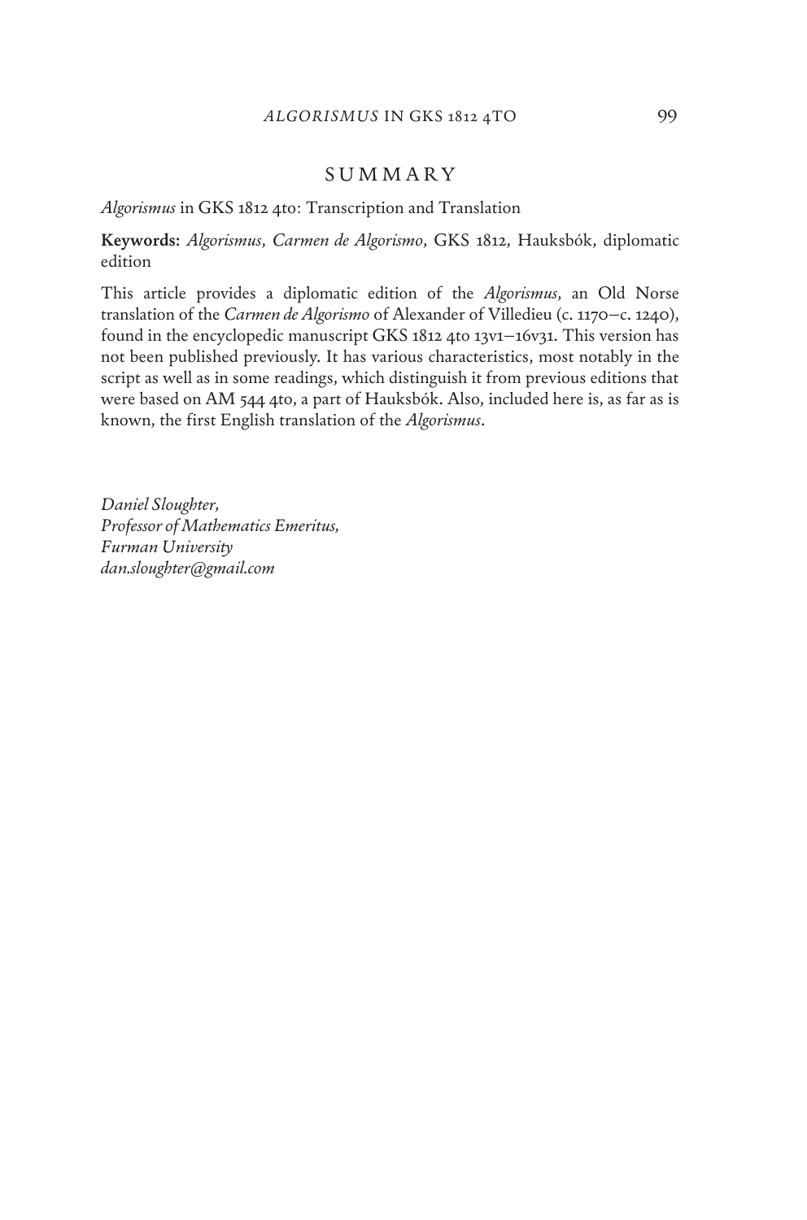## SUMMARY

*Algorismus* in GKS 1812 4to: Transcription and Translation

**Keywords:** *Algorismus*, *Carmen de Algorismo*, GKS 1812, Hauksbók, diplomatic edition

This article provides a diplomatic edition of the *Algorismus*, an Old Norse translation of the *Carmen de Algorismo* of Alexander of Villedieu (c. 1170–c. 1240), found in the encyclopedic manuscript GKS 1812 4to 13v1–16v31. This version has not been published previously. It has various characteristics, most notably in the script as well as in some readings, which distinguish it from previous editions that were based on AM 544 4to, a part of Hauksbók. Also, included here is, as far as is known, the first English translation of the *Algorismus*.

*Daniel Sloughter,*
*Professor of Mathematics Emeritus,*
*Furman University*
*dan.sloughter@gmail.com*